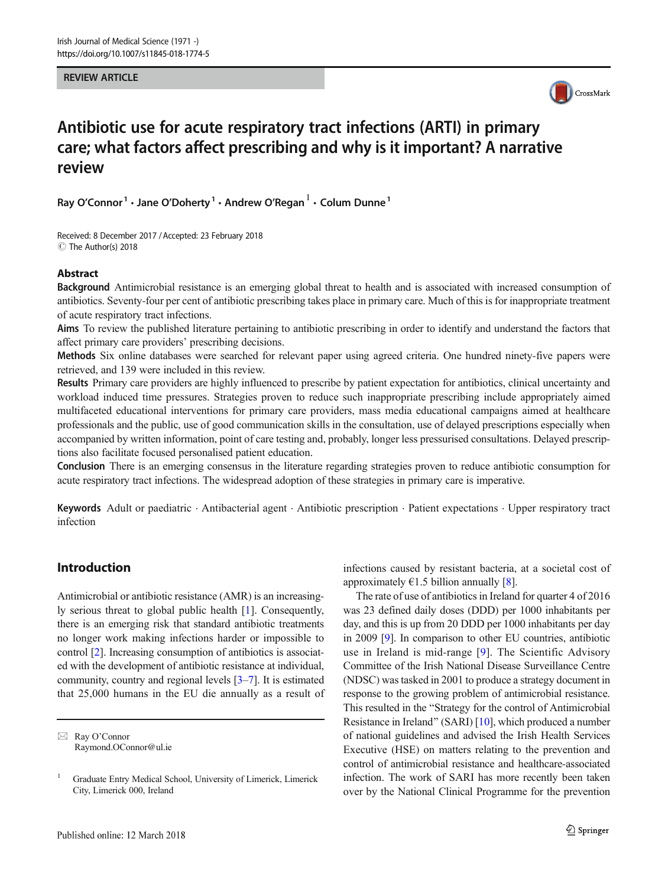REVIEW ARTICLE

# Antibiotic use for acute respiratory tract infections (ARTI) in primary care; what factors affect prescribing and why is it important? A narrative review

Ray O'Connor[1] · Jane O'Doherty[1] · Andrew O'Regan[1] · Colum Dunne[1]

Received: 8 December 2017 / Accepted: 23 February 2018
© The Author(s) 2018

## Abstract

**Background** Antimicrobial resistance is an emerging global threat to health and is associated with increased consumption of antibiotics. Seventy-four per cent of antibiotic prescribing takes place in primary care. Much of this is for inappropriate treatment of acute respiratory tract infections.

**Aims** To review the published literature pertaining to antibiotic prescribing in order to identify and understand the factors that affect primary care providers' prescribing decisions.

**Methods** Six online databases were searched for relevant paper using agreed criteria. One hundred ninety-five papers were retrieved, and 139 were included in this review.

**Results** Primary care providers are highly influenced to prescribe by patient expectation for antibiotics, clinical uncertainty and workload induced time pressures. Strategies proven to reduce such inappropriate prescribing include appropriately aimed multifaceted educational interventions for primary care providers, mass media educational campaigns aimed at healthcare professionals and the public, use of good communication skills in the consultation, use of delayed prescriptions especially when accompanied by written information, point of care testing and, probably, longer less pressurised consultations. Delayed prescriptions also facilitate focused personalised patient education.

**Conclusion** There is an emerging consensus in the literature regarding strategies proven to reduce antibiotic consumption for acute respiratory tract infections. The widespread adoption of these strategies in primary care is imperative.

**Keywords** Adult or paediatric · Antibacterial agent · Antibiotic prescription · Patient expectations · Upper respiratory tract infection

## Introduction

Antimicrobial or antibiotic resistance (AMR) is an increasingly serious threat to global public health [1]. Consequently, there is an emerging risk that standard antibiotic treatments no longer work making infections harder or impossible to control [2]. Increasing consumption of antibiotics is associated with the development of antibiotic resistance at individual, community, country and regional levels [3–7]. It is estimated that 25,000 humans in the EU die annually as a result of infections caused by resistant bacteria, at a societal cost of approximately €1.5 billion annually [8].

The rate of use of antibiotics in Ireland for quarter 4 of 2016 was 23 defined daily doses (DDD) per 1000 inhabitants per day, and this is up from 20 DDD per 1000 inhabitants per day in 2009 [9]. In comparison to other EU countries, antibiotic use in Ireland is mid-range [9]. The Scientific Advisory Committee of the Irish National Disease Surveillance Centre (NDSC) was tasked in 2001 to produce a strategy document in response to the growing problem of antimicrobial resistance. This resulted in the "Strategy for the control of Antimicrobial Resistance in Ireland" (SARI) [10], which produced a number of national guidelines and advised the Irish Health Services Executive (HSE) on matters relating to the prevention and control of antimicrobial resistance and healthcare-associated infection. The work of SARI has more recently been taken over by the National Clinical Programme for the prevention

✉ Ray O'Connor
Raymond.OConnor@ul.ie

[1] Graduate Entry Medical School, University of Limerick, Limerick City, Limerick 000, Ireland

Published online: 12 March 2018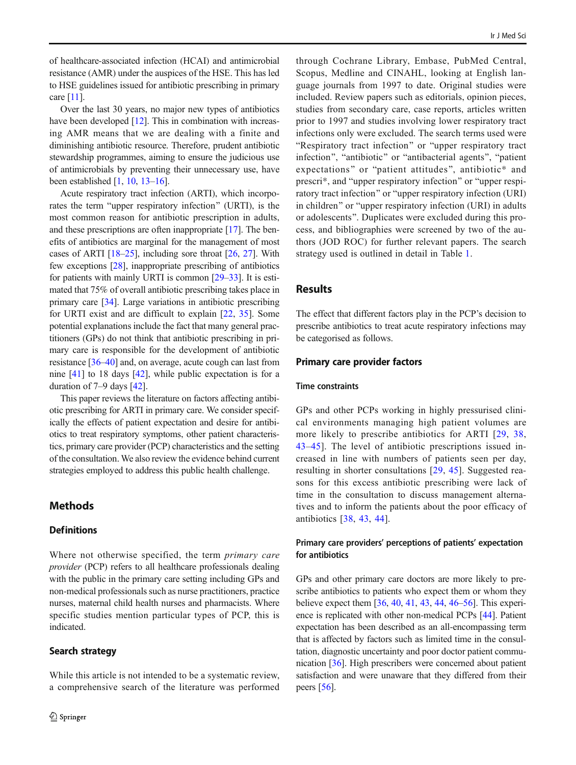of healthcare-associated infection (HCAI) and antimicrobial resistance (AMR) under the auspices of the HSE. This has led to HSE guidelines issued for antibiotic prescribing in primary care [11].

Over the last 30 years, no major new types of antibiotics have been developed [12]. This in combination with increasing AMR means that we are dealing with a finite and diminishing antibiotic resource. Therefore, prudent antibiotic stewardship programmes, aiming to ensure the judicious use of antimicrobials by preventing their unnecessary use, have been established [1, 10, 13–16].

Acute respiratory tract infection (ARTI), which incorporates the term "upper respiratory infection" (URTI), is the most common reason for antibiotic prescription in adults, and these prescriptions are often inappropriate [17]. The benefits of antibiotics are marginal for the management of most cases of ARTI [18–25], including sore throat [26, 27]. With few exceptions [28], inappropriate prescribing of antibiotics for patients with mainly URTI is common [29–33]. It is estimated that 75% of overall antibiotic prescribing takes place in primary care [34]. Large variations in antibiotic prescribing for URTI exist and are difficult to explain [22, 35]. Some potential explanations include the fact that many general practitioners (GPs) do not think that antibiotic prescribing in primary care is responsible for the development of antibiotic resistance [36–40] and, on average, acute cough can last from nine [41] to 18 days [42], while public expectation is for a duration of 7–9 days [42].

This paper reviews the literature on factors affecting antibiotic prescribing for ARTI in primary care. We consider specifically the effects of patient expectation and desire for antibiotics to treat respiratory symptoms, other patient characteristics, primary care provider (PCP) characteristics and the setting of the consultation. We also review the evidence behind current strategies employed to address this public health challenge.

## Methods

### Definitions

Where not otherwise specified, the term *primary care provider* (PCP) refers to all healthcare professionals dealing with the public in the primary care setting including GPs and non-medical professionals such as nurse practitioners, practice nurses, maternal child health nurses and pharmacists. Where specific studies mention particular types of PCP, this is indicated.

### Search strategy

While this article is not intended to be a systematic review, a comprehensive search of the literature was performed through Cochrane Library, Embase, PubMed Central, Scopus, Medline and CINAHL, looking at English language journals from 1997 to date. Original studies were included. Review papers such as editorials, opinion pieces, studies from secondary care, case reports, articles written prior to 1997 and studies involving lower respiratory tract infections only were excluded. The search terms used were "Respiratory tract infection" or "upper respiratory tract infection", "antibiotic" or "antibacterial agents", "patient expectations" or "patient attitudes", antibiotic* and prescri*, and "upper respiratory infection" or "upper respiratory tract infection" or "upper respiratory infection (URI) in children" or "upper respiratory infection (URI) in adults or adolescents". Duplicates were excluded during this process, and bibliographies were screened by two of the authors (JOD ROC) for further relevant papers. The search strategy used is outlined in detail in Table 1.

## Results

The effect that different factors play in the PCP's decision to prescribe antibiotics to treat acute respiratory infections may be categorised as follows.

### Primary care provider factors

#### Time constraints

GPs and other PCPs working in highly pressurised clinical environments managing high patient volumes are more likely to prescribe antibiotics for ARTI [29, 38, 43–45]. The level of antibiotic prescriptions issued increased in line with numbers of patients seen per day, resulting in shorter consultations [29, 45]. Suggested reasons for this excess antibiotic prescribing were lack of time in the consultation to discuss management alternatives and to inform the patients about the poor efficacy of antibiotics [38, 43, 44].

#### Primary care providers' perceptions of patients' expectation for antibiotics

GPs and other primary care doctors are more likely to prescribe antibiotics to patients who expect them or whom they believe expect them [36, 40, 41, 43, 44, 46–56]. This experience is replicated with other non-medical PCPs [44]. Patient expectation has been described as an all-encompassing term that is affected by factors such as limited time in the consultation, diagnostic uncertainty and poor doctor patient communication [36]. High prescribers were concerned about patient satisfaction and were unaware that they differed from their peers [56].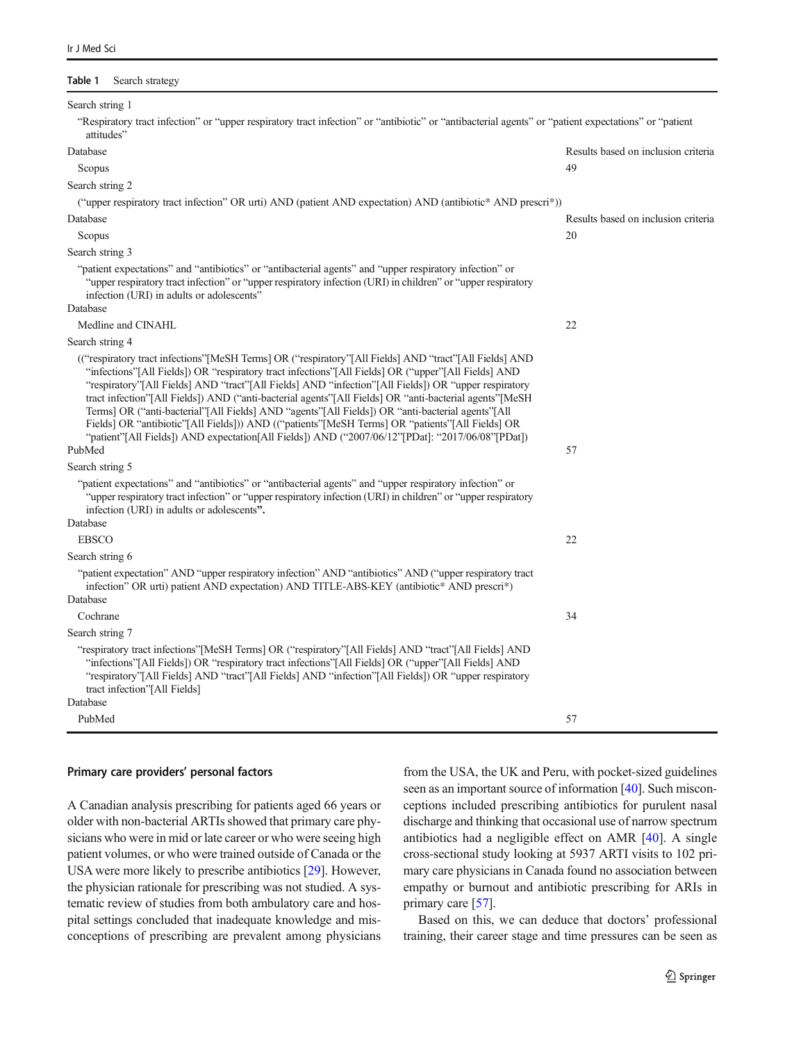**Table 1** Search strategy

| | |
|---|---|
| **Search string 1** | |
| "Respiratory tract infection" or "upper respiratory tract infection" or "antibiotic" or "antibacterial agents" or "patient expectations" or "patient attitudes" | |
| Database | Results based on inclusion criteria |
| Scopus | 49 |
| **Search string 2** | |
| ("upper respiratory tract infection" OR urti) AND (patient AND expectation) AND (antibiotic* AND prescri*)) | |
| Database | Results based on inclusion criteria |
| Scopus | 20 |
| **Search string 3** | |
| "patient expectations" and "antibiotics" or "antibacterial agents" and "upper respiratory infection" or "upper respiratory tract infection" or "upper respiratory infection (URI) in children" or "upper respiratory infection (URI) in adults or adolescents" | |
| Database | |
| Medline and CINAHL | 22 |
| **Search string 4** | |
| (("respiratory tract infections"[MeSH Terms] OR ("respiratory"[All Fields] AND "tract"[All Fields] AND "infections"[All Fields]) OR "respiratory tract infections"[All Fields] OR ("upper"[All Fields] AND "respiratory"[All Fields] AND "tract"[All Fields] AND "infection"[All Fields]) OR "upper respiratory tract infection"[All Fields]) AND ("anti-bacterial agents"[All Fields] OR "anti-bacterial agents"[MeSH Terms] OR ("anti-bacterial"[All Fields] AND "agents"[All Fields]) OR "anti-bacterial agents"[All Fields] OR "antibiotic"[All Fields])) AND (("patients"[MeSH Terms] OR "patients"[All Fields] OR "patient"[All Fields]) AND expectation[All Fields]) AND ("2007/06/12"[PDat]: "2017/06/08"[PDat]) | |
| PubMed | 57 |
| **Search string 5** | |
| "patient expectations" and "antibiotics" or "antibacterial agents" and "upper respiratory infection" or "upper respiratory tract infection" or "upper respiratory infection (URI) in children" or "upper respiratory infection (URI) in adults or adolescents". | |
| Database | |
| EBSCO | 22 |
| **Search string 6** | |
| "patient expectation" AND "upper respiratory infection" AND "antibiotics" AND ("upper respiratory tract infection" OR urti) patient AND expectation) AND TITLE-ABS-KEY (antibiotic* AND prescri*) | |
| Database | |
| Cochrane | 34 |
| **Search string 7** | |
| "respiratory tract infections"[MeSH Terms] OR ("respiratory"[All Fields] AND "tract"[All Fields] AND "infections"[All Fields]) OR "respiratory tract infections"[All Fields] OR ("upper"[All Fields] AND "respiratory"[All Fields] AND "tract"[All Fields] AND "infection"[All Fields]) OR "upper respiratory tract infection"[All Fields] | |
| Database | |
| PubMed | 57 |

### Primary care providers' personal factors

A Canadian analysis prescribing for patients aged 66 years or older with non-bacterial ARTIs showed that primary care physicians who were in mid or late career or who were seeing high patient volumes, or who were trained outside of Canada or the USA were more likely to prescribe antibiotics [29]. However, the physician rationale for prescribing was not studied. A systematic review of studies from both ambulatory care and hospital settings concluded that inadequate knowledge and misconceptions of prescribing are prevalent among physicians from the USA, the UK and Peru, with pocket-sized guidelines seen as an important source of information [40]. Such misconceptions included prescribing antibiotics for purulent nasal discharge and thinking that occasional use of narrow spectrum antibiotics had a negligible effect on AMR [40]. A single cross-sectional study looking at 5937 ARTI visits to 102 primary care physicians in Canada found no association between empathy or burnout and antibiotic prescribing for ARIs in primary care [57].

Based on this, we can deduce that doctors' professional training, their career stage and time pressures can be seen as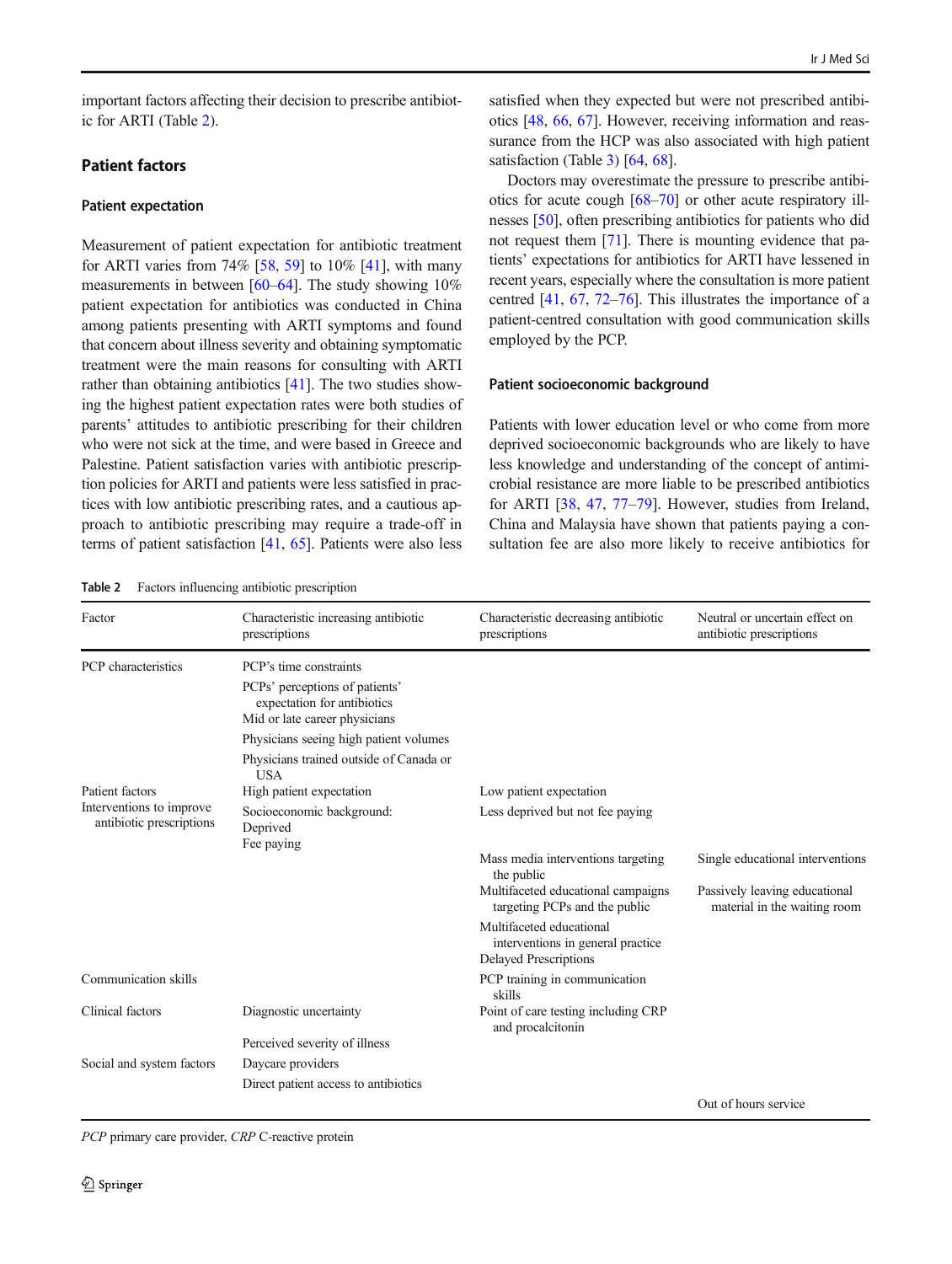important factors affecting their decision to prescribe antibiotic for ARTI (Table 2).

## Patient factors

### Patient expectation

Measurement of patient expectation for antibiotic treatment for ARTI varies from 74% [58, 59] to 10% [41], with many measurements in between [60–64]. The study showing 10% patient expectation for antibiotics was conducted in China among patients presenting with ARTI symptoms and found that concern about illness severity and obtaining symptomatic treatment were the main reasons for consulting with ARTI rather than obtaining antibiotics [41]. The two studies showing the highest patient expectation rates were both studies of parents' attitudes to antibiotic prescribing for their children who were not sick at the time, and were based in Greece and Palestine. Patient satisfaction varies with antibiotic prescription policies for ARTI and patients were less satisfied in practices with low antibiotic prescribing rates, and a cautious approach to antibiotic prescribing may require a trade-off in terms of patient satisfaction [41, 65]. Patients were also less satisfied when they expected but were not prescribed antibiotics [48, 66, 67]. However, receiving information and reassurance from the HCP was also associated with high patient satisfaction (Table 3) [64, 68].

Doctors may overestimate the pressure to prescribe antibiotics for acute cough [68–70] or other acute respiratory illnesses [50], often prescribing antibiotics for patients who did not request them [71]. There is mounting evidence that patients' expectations for antibiotics for ARTI have lessened in recent years, especially where the consultation is more patient centred [41, 67, 72–76]. This illustrates the importance of a patient-centred consultation with good communication skills employed by the PCP.

### Patient socioeconomic background

Patients with lower education level or who come from more deprived socioeconomic backgrounds who are likely to have less knowledge and understanding of the concept of antimicrobial resistance are more liable to be prescribed antibiotics for ARTI [38, 47, 77–79]. However, studies from Ireland, China and Malaysia have shown that patients paying a consultation fee are also more likely to receive antibiotics for

**Table 2** Factors influencing antibiotic prescription

| Factor | Characteristic increasing antibiotic prescriptions | Characteristic decreasing antibiotic prescriptions | Neutral or uncertain effect on antibiotic prescriptions |
|---|---|---|---|
| PCP characteristics | PCP's time constraints | | |
| | PCPs' perceptions of patients' expectation for antibiotics | | |
| | Mid or late career physicians | | |
| | Physicians seeing high patient volumes | | |
| | Physicians trained outside of Canada or USA | | |
| Patient factors | High patient expectation | Low patient expectation | |
| | Socioeconomic background: Deprived Fee paying | Less deprived but not fee paying | |
| Interventions to improve antibiotic prescriptions | | Mass media interventions targeting the public | Single educational interventions |
| | | Multifaceted educational campaigns targeting PCPs and the public | Passively leaving educational material in the waiting room |
| | | Multifaceted educational interventions in general practice | |
| | | Delayed Prescriptions | |
| Communication skills | | PCP training in communication skills | |
| Clinical factors | Diagnostic uncertainty | Point of care testing including CRP and procalcitonin | |
| | Perceived severity of illness | | |
| Social and system factors | Daycare providers | | |
| | Direct patient access to antibiotics | | |
| | | | Out of hours service |

*PCP* primary care provider, *CRP* C-reactive protein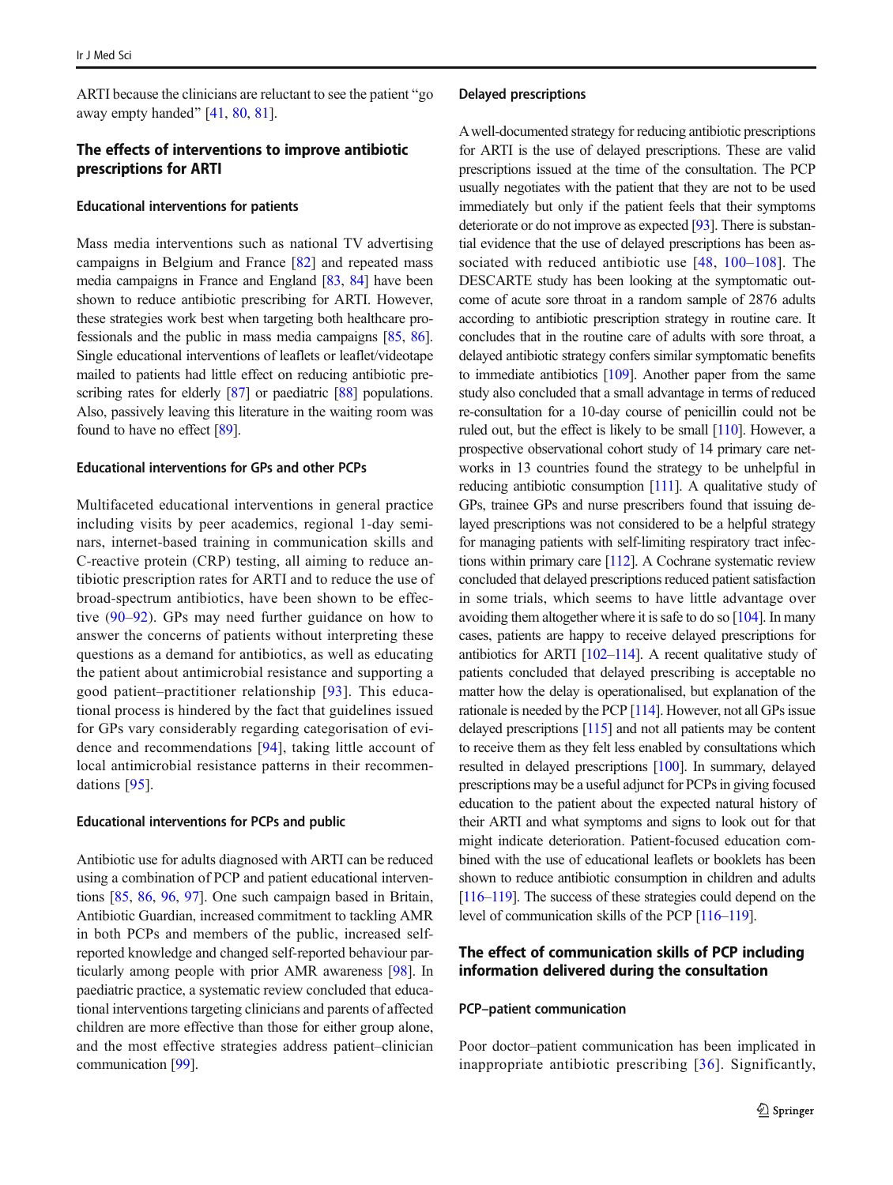ARTI because the clinicians are reluctant to see the patient "go away empty handed" [41, 80, 81].

## The effects of interventions to improve antibiotic prescriptions for ARTI

### Educational interventions for patients

Mass media interventions such as national TV advertising campaigns in Belgium and France [82] and repeated mass media campaigns in France and England [83, 84] have been shown to reduce antibiotic prescribing for ARTI. However, these strategies work best when targeting both healthcare professionals and the public in mass media campaigns [85, 86]. Single educational interventions of leaflets or leaflet/videotape mailed to patients had little effect on reducing antibiotic prescribing rates for elderly [87] or paediatric [88] populations. Also, passively leaving this literature in the waiting room was found to have no effect [89].

### Educational interventions for GPs and other PCPs

Multifaceted educational interventions in general practice including visits by peer academics, regional 1-day seminars, internet-based training in communication skills and C-reactive protein (CRP) testing, all aiming to reduce antibiotic prescription rates for ARTI and to reduce the use of broad-spectrum antibiotics, have been shown to be effective (90–92). GPs may need further guidance on how to answer the concerns of patients without interpreting these questions as a demand for antibiotics, as well as educating the patient about antimicrobial resistance and supporting a good patient–practitioner relationship [93]. This educational process is hindered by the fact that guidelines issued for GPs vary considerably regarding categorisation of evidence and recommendations [94], taking little account of local antimicrobial resistance patterns in their recommendations [95].

### Educational interventions for PCPs and public

Antibiotic use for adults diagnosed with ARTI can be reduced using a combination of PCP and patient educational interventions [85, 86, 96, 97]. One such campaign based in Britain, Antibiotic Guardian, increased commitment to tackling AMR in both PCPs and members of the public, increased self-reported knowledge and changed self-reported behaviour particularly among people with prior AMR awareness [98]. In paediatric practice, a systematic review concluded that educational interventions targeting clinicians and parents of affected children are more effective than those for either group alone, and the most effective strategies address patient–clinician communication [99].

### Delayed prescriptions

A well-documented strategy for reducing antibiotic prescriptions for ARTI is the use of delayed prescriptions. These are valid prescriptions issued at the time of the consultation. The PCP usually negotiates with the patient that they are not to be used immediately but only if the patient feels that their symptoms deteriorate or do not improve as expected [93]. There is substantial evidence that the use of delayed prescriptions has been associated with reduced antibiotic use [48, 100–108]. The DESCARTE study has been looking at the symptomatic outcome of acute sore throat in a random sample of 2876 adults according to antibiotic prescription strategy in routine care. It concludes that in the routine care of adults with sore throat, a delayed antibiotic strategy confers similar symptomatic benefits to immediate antibiotics [109]. Another paper from the same study also concluded that a small advantage in terms of reduced re-consultation for a 10-day course of penicillin could not be ruled out, but the effect is likely to be small [110]. However, a prospective observational cohort study of 14 primary care networks in 13 countries found the strategy to be unhelpful in reducing antibiotic consumption [111]. A qualitative study of GPs, trainee GPs and nurse prescribers found that issuing delayed prescriptions was not considered to be a helpful strategy for managing patients with self-limiting respiratory tract infections within primary care [112]. A Cochrane systematic review concluded that delayed prescriptions reduced patient satisfaction in some trials, which seems to have little advantage over avoiding them altogether where it is safe to do so [104]. In many cases, patients are happy to receive delayed prescriptions for antibiotics for ARTI [102–114]. A recent qualitative study of patients concluded that delayed prescribing is acceptable no matter how the delay is operationalised, but explanation of the rationale is needed by the PCP [114]. However, not all GPs issue delayed prescriptions [115] and not all patients may be content to receive them as they felt less enabled by consultations which resulted in delayed prescriptions [100]. In summary, delayed prescriptions may be a useful adjunct for PCPs in giving focused education to the patient about the expected natural history of their ARTI and what symptoms and signs to look out for that might indicate deterioration. Patient-focused education combined with the use of educational leaflets or booklets has been shown to reduce antibiotic consumption in children and adults [116–119]. The success of these strategies could depend on the level of communication skills of the PCP [116–119].

## The effect of communication skills of PCP including information delivered during the consultation

### PCP–patient communication

Poor doctor–patient communication has been implicated in inappropriate antibiotic prescribing [36]. Significantly,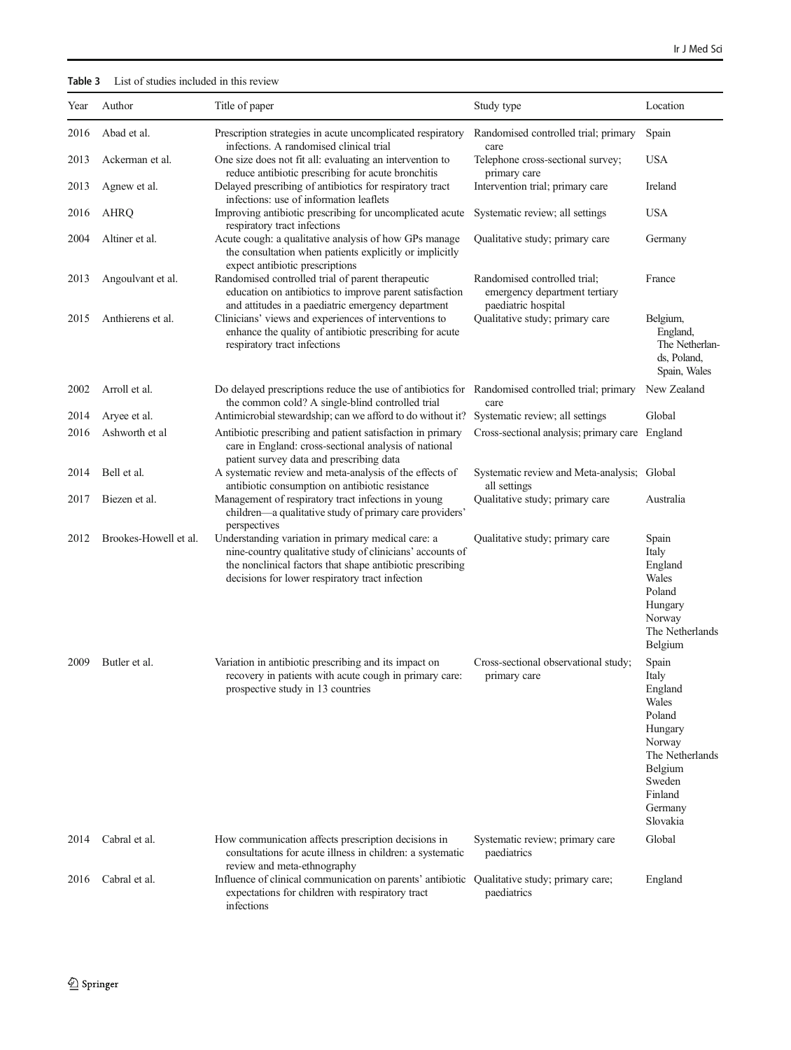**Table 3** List of studies included in this review

| Year | Author | Title of paper | Study type | Location |
|---|---|---|---|---|
| 2016 | Abad et al. | Prescription strategies in acute uncomplicated respiratory infections. A randomised clinical trial | Randomised controlled trial; primary care | Spain |
| 2013 | Ackerman et al. | One size does not fit all: evaluating an intervention to reduce antibiotic prescribing for acute bronchitis | Telephone cross-sectional survey; primary care | USA |
| 2013 | Agnew et al. | Delayed prescribing of antibiotics for respiratory tract infections: use of information leaflets | Intervention trial; primary care | Ireland |
| 2016 | AHRQ | Improving antibiotic prescribing for uncomplicated acute respiratory tract infections | Systematic review; all settings | USA |
| 2004 | Altiner et al. | Acute cough: a qualitative analysis of how GPs manage the consultation when patients explicitly or implicitly expect antibiotic prescriptions | Qualitative study; primary care | Germany |
| 2013 | Angoulvant et al. | Randomised controlled trial of parent therapeutic education on antibiotics to improve parent satisfaction and attitudes in a paediatric emergency department | Randomised controlled trial; emergency department tertiary paediatric hospital | France |
| 2015 | Anthierens et al. | Clinicians' views and experiences of interventions to enhance the quality of antibiotic prescribing for acute respiratory tract infections | Qualitative study; primary care | Belgium, England, The Netherlands, Poland, Spain, Wales |
| 2002 | Arroll et al. | Do delayed prescriptions reduce the use of antibiotics for the common cold? A single-blind controlled trial | Randomised controlled trial; primary care | New Zealand |
| 2014 | Aryee et al. | Antimicrobial stewardship; can we afford to do without it? | Systematic review; all settings | Global |
| 2016 | Ashworth et al | Antibiotic prescribing and patient satisfaction in primary care in England: cross-sectional analysis of national patient survey data and prescribing data | Cross-sectional analysis; primary care | England |
| 2014 | Bell et al. | A systematic review and meta-analysis of the effects of antibiotic consumption on antibiotic resistance | Systematic review and Meta-analysis; all settings | Global |
| 2017 | Biezen et al. | Management of respiratory tract infections in young children—a qualitative study of primary care providers' perspectives | Qualitative study; primary care | Australia |
| 2012 | Brookes-Howell et al. | Understanding variation in primary medical care: a nine-country qualitative study of clinicians' accounts of the nonclinical factors that shape antibiotic prescribing decisions for lower respiratory tract infection | Qualitative study; primary care | Spain<br>Italy<br>England<br>Wales<br>Poland<br>Hungary<br>Norway<br>The Netherlands<br>Belgium |
| 2009 | Butler et al. | Variation in antibiotic prescribing and its impact on recovery in patients with acute cough in primary care: prospective study in 13 countries | Cross-sectional observational study; primary care | Spain<br>Italy<br>England<br>Wales<br>Poland<br>Hungary<br>Norway<br>The Netherlands<br>Belgium<br>Sweden<br>Finland<br>Germany<br>Slovakia |
| 2014 | Cabral et al. | How communication affects prescription decisions in consultations for acute illness in children: a systematic review and meta-ethnography | Systematic review; primary care paediatrics | Global |
| 2016 | Cabral et al. | Influence of clinical communication on parents' antibiotic expectations for children with respiratory tract infections | Qualitative study; primary care; paediatrics | England |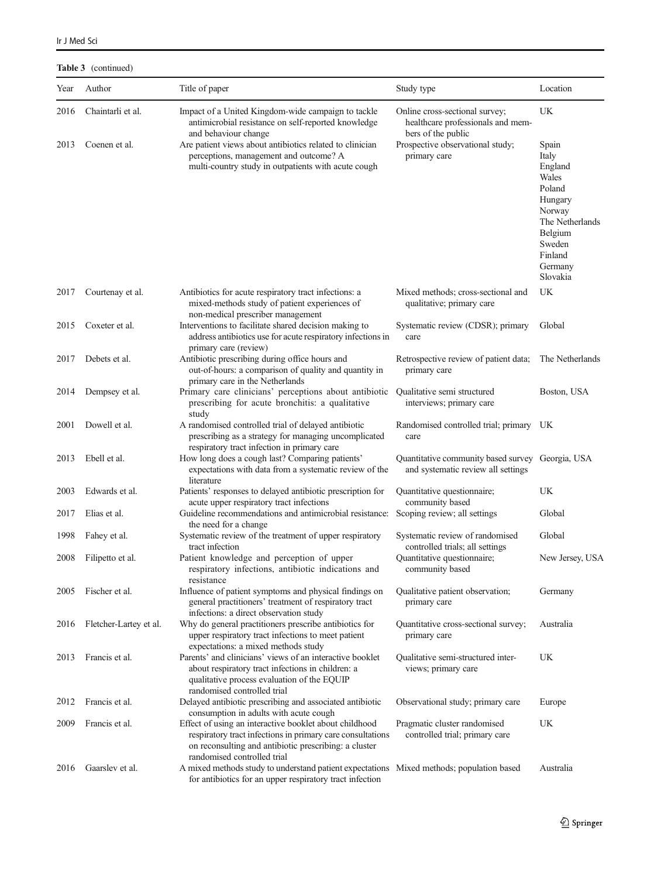**Table 3** (continued)

| Year | Author | Title of paper | Study type | Location |
|---|---|---|---|---|
| 2016 | Chaintarli et al. | Impact of a United Kingdom-wide campaign to tackle antimicrobial resistance on self-reported knowledge and behaviour change | Online cross-sectional survey; healthcare professionals and members of the public | UK |
| 2013 | Coenen et al. | Are patient views about antibiotics related to clinician perceptions, management and outcome? A multi-country study in outpatients with acute cough | Prospective observational study; primary care | Spain<br>Italy<br>England<br>Wales<br>Poland<br>Hungary<br>Norway<br>The Netherlands<br>Belgium<br>Sweden<br>Finland<br>Germany<br>Slovakia |
| 2017 | Courtenay et al. | Antibiotics for acute respiratory tract infections: a mixed-methods study of patient experiences of non-medical prescriber management | Mixed methods; cross-sectional and qualitative; primary care | UK |
| 2015 | Coxeter et al. | Interventions to facilitate shared decision making to address antibiotics use for acute respiratory infections in primary care (review) | Systematic review (CDSR); primary care | Global |
| 2017 | Debets et al. | Antibiotic prescribing during office hours and out-of-hours: a comparison of quality and quantity in primary care in the Netherlands | Retrospective review of patient data; primary care | The Netherlands |
| 2014 | Dempsey et al. | Primary care clinicians' perceptions about antibiotic prescribing for acute bronchitis: a qualitative study | Qualitative semi structured interviews; primary care | Boston, USA |
| 2001 | Dowell et al. | A randomised controlled trial of delayed antibiotic prescribing as a strategy for managing uncomplicated respiratory tract infection in primary care | Randomised controlled trial; primary care | UK |
| 2013 | Ebell et al. | How long does a cough last? Comparing patients' expectations with data from a systematic review of the literature | Quantitative community based survey and systematic review all settings | Georgia, USA |
| 2003 | Edwards et al. | Patients' responses to delayed antibiotic prescription for acute upper respiratory tract infections | Quantitative questionnaire; community based | UK |
| 2017 | Elias et al. | Guideline recommendations and antimicrobial resistance: the need for a change | Scoping review; all settings | Global |
| 1998 | Fahey et al. | Systematic review of the treatment of upper respiratory tract infection | Systematic review of randomised controlled trials; all settings | Global |
| 2008 | Filipetto et al. | Patient knowledge and perception of upper respiratory infections, antibiotic indications and resistance | Quantitative questionnaire; community based | New Jersey, USA |
| 2005 | Fischer et al. | Influence of patient symptoms and physical findings on general practitioners' treatment of respiratory tract infections: a direct observation study | Qualitative patient observation; primary care | Germany |
| 2016 | Fletcher-Lartey et al. | Why do general practitioners prescribe antibiotics for upper respiratory tract infections to meet patient expectations: a mixed methods study | Quantitative cross-sectional survey; primary care | Australia |
| 2013 | Francis et al. | Parents' and clinicians' views of an interactive booklet about respiratory tract infections in children: a qualitative process evaluation of the EQUIP randomised controlled trial | Qualitative semi-structured interviews; primary care | UK |
| 2012 | Francis et al. | Delayed antibiotic prescribing and associated antibiotic consumption in adults with acute cough | Observational study; primary care | Europe |
| 2009 | Francis et al. | Effect of using an interactive booklet about childhood respiratory tract infections in primary care consultations on reconsulting and antibiotic prescribing: a cluster randomised controlled trial | Pragmatic cluster randomised controlled trial; primary care | UK |
| 2016 | Gaarslev et al. | A mixed methods study to understand patient expectations for antibiotics for an upper respiratory tract infection | Mixed methods; population based | Australia |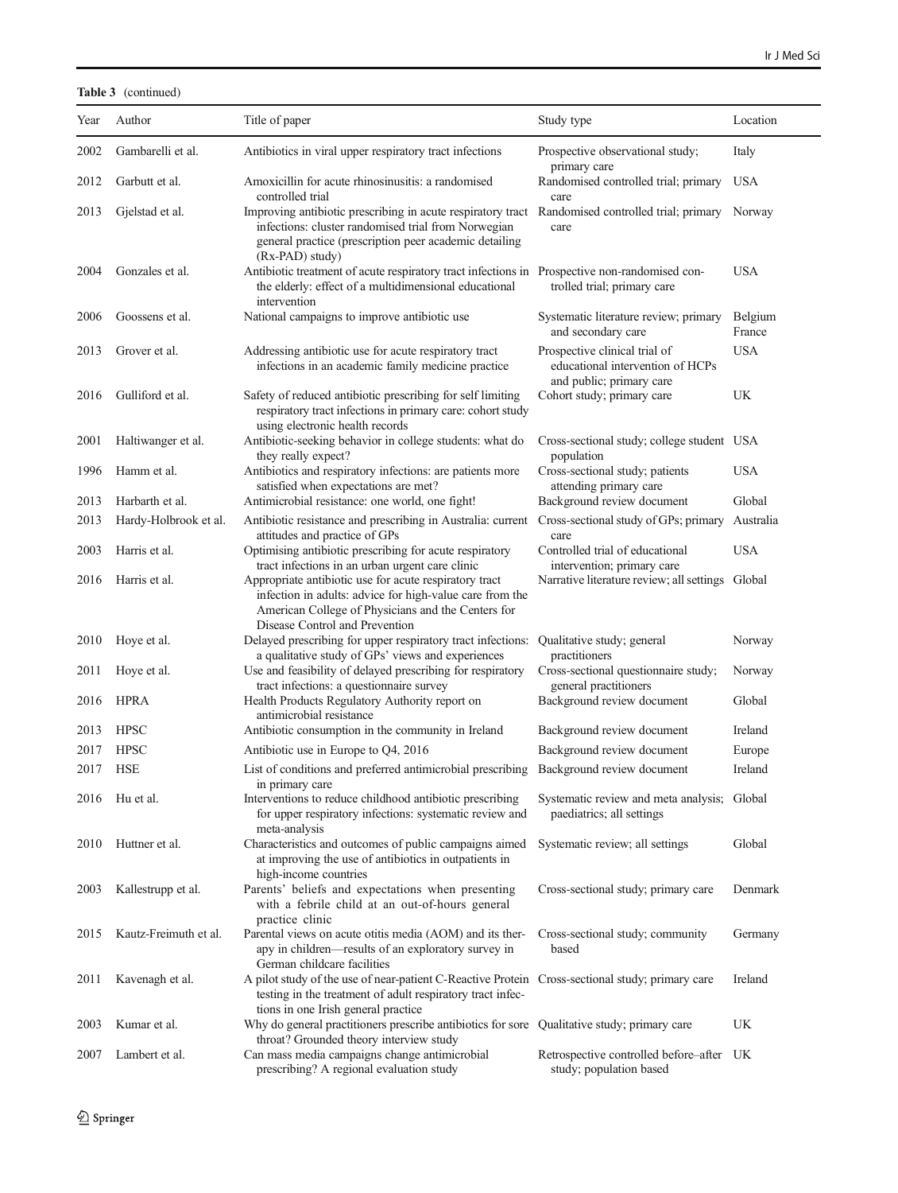**Table 3** (continued)

| Year | Author | Title of paper | Study type | Location |
|---|---|---|---|---|
| 2002 | Gambarelli et al. | Antibiotics in viral upper respiratory tract infections | Prospective observational study; primary care | Italy |
| 2012 | Garbutt et al. | Amoxicillin for acute rhinosinusitis: a randomised controlled trial | Randomised controlled trial; primary care | USA |
| 2013 | Gjelstad et al. | Improving antibiotic prescribing in acute respiratory tract infections: cluster randomised trial from Norwegian general practice (prescription peer academic detailing (Rx-PAD) study) | Randomised controlled trial; primary care | Norway |
| 2004 | Gonzales et al. | Antibiotic treatment of acute respiratory tract infections in the elderly: effect of a multidimensional educational intervention | Prospective non-randomised controlled trial; primary care | USA |
| 2006 | Goossens et al. | National campaigns to improve antibiotic use | Systematic literature review; primary and secondary care | Belgium France |
| 2013 | Grover et al. | Addressing antibiotic use for acute respiratory tract infections in an academic family medicine practice | Prospective clinical trial of educational intervention of HCPs and public; primary care | USA |
| 2016 | Gulliford et al. | Safety of reduced antibiotic prescribing for self limiting respiratory tract infections in primary care: cohort study using electronic health records | Cohort study; primary care | UK |
| 2001 | Haltiwanger et al. | Antibiotic-seeking behavior in college students: what do they really expect? | Cross-sectional study; college student population | USA |
| 1996 | Hamm et al. | Antibiotics and respiratory infections: are patients more satisfied when expectations are met? | Cross-sectional study; patients attending primary care | USA |
| 2013 | Harbarth et al. | Antimicrobial resistance: one world, one fight! | Background review document | Global |
| 2013 | Hardy-Holbrook et al. | Antibiotic resistance and prescribing in Australia: current attitudes and practice of GPs | Cross-sectional study of GPs; primary care | Australia |
| 2003 | Harris et al. | Optimising antibiotic prescribing for acute respiratory tract infections in an urban urgent care clinic | Controlled trial of educational intervention; primary care | USA |
| 2016 | Harris et al. | Appropriate antibiotic use for acute respiratory tract infection in adults: advice for high-value care from the American College of Physicians and the Centers for Disease Control and Prevention | Narrative literature review; all settings | Global |
| 2010 | Hoye et al. | Delayed prescribing for upper respiratory tract infections: a qualitative study of GPs' views and experiences | Qualitative study; general practitioners | Norway |
| 2011 | Hoye et al. | Use and feasibility of delayed prescribing for respiratory tract infections: a questionnaire survey | Cross-sectional questionnaire study; general practitioners | Norway |
| 2016 | HPRA | Health Products Regulatory Authority report on antimicrobial resistance | Background review document | Global |
| 2013 | HPSC | Antibiotic consumption in the community in Ireland | Background review document | Ireland |
| 2017 | HPSC | Antibiotic use in Europe to Q4, 2016 | Background review document | Europe |
| 2017 | HSE | List of conditions and preferred antimicrobial prescribing in primary care | Background review document | Ireland |
| 2016 | Hu et al. | Interventions to reduce childhood antibiotic prescribing for upper respiratory infections: systematic review and meta-analysis | Systematic review and meta analysis; paediatrics; all settings | Global |
| 2010 | Huttner et al. | Characteristics and outcomes of public campaigns aimed at improving the use of antibiotics in outpatients in high-income countries | Systematic review; all settings | Global |
| 2003 | Kallestrupp et al. | Parents' beliefs and expectations when presenting with a febrile child at an out-of-hours general practice clinic | Cross-sectional study; primary care | Denmark |
| 2015 | Kautz-Freimuth et al. | Parental views on acute otitis media (AOM) and its therapy in children—results of an exploratory survey in German childcare facilities | Cross-sectional study; community based | Germany |
| 2011 | Kavenagh et al. | A pilot study of the use of near-patient C-Reactive Protein testing in the treatment of adult respiratory tract infections in one Irish general practice | Cross-sectional study; primary care | Ireland |
| 2003 | Kumar et al. | Why do general practitioners prescribe antibiotics for sore throat? Grounded theory interview study | Qualitative study; primary care | UK |
| 2007 | Lambert et al. | Can mass media campaigns change antimicrobial prescribing? A regional evaluation study | Retrospective controlled before–after study; population based | UK |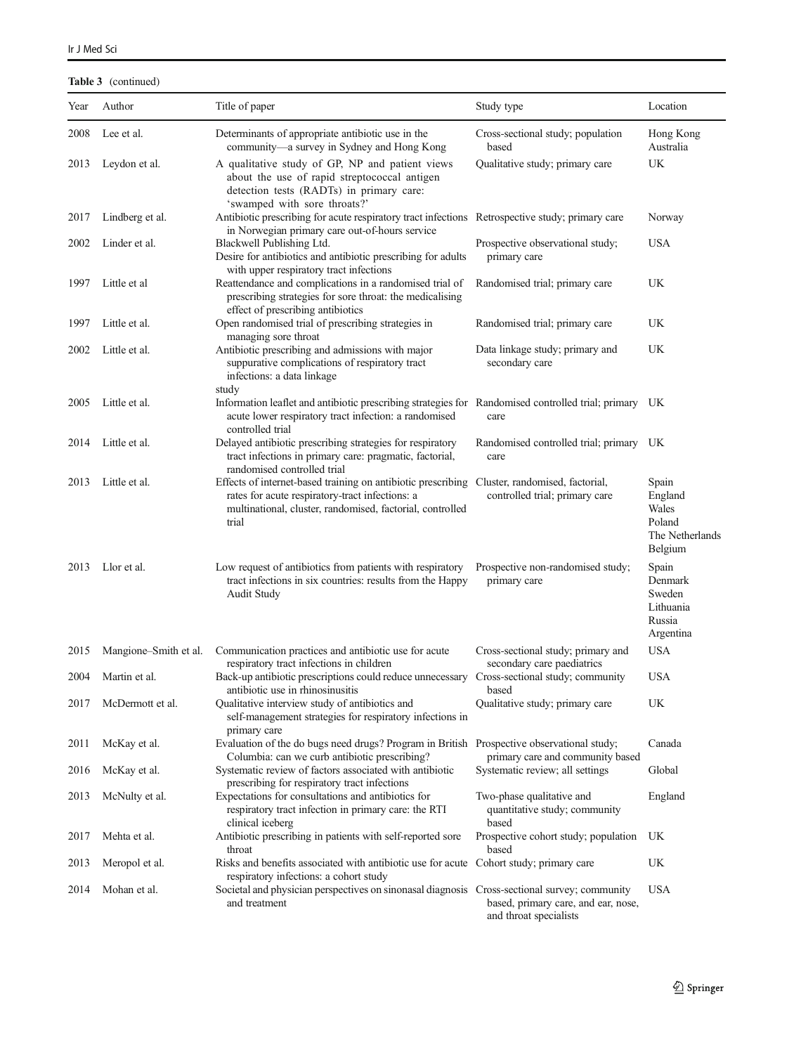**Table 3** (continued)

| Year | Author | Title of paper | Study type | Location |
|---|---|---|---|---|
| 2008 | Lee et al. | Determinants of appropriate antibiotic use in the community—a survey in Sydney and Hong Kong | Cross-sectional study; population based | Hong Kong Australia |
| 2013 | Leydon et al. | A qualitative study of GP, NP and patient views about the use of rapid streptococcal antigen detection tests (RADTs) in primary care: 'swamped with sore throats?' | Qualitative study; primary care | UK |
| 2017 | Lindberg et al. | Antibiotic prescribing for acute respiratory tract infections in Norwegian primary care out-of-hours service | Retrospective study; primary care | Norway |
| 2002 | Linder et al. | Blackwell Publishing Ltd. Desire for antibiotics and antibiotic prescribing for adults with upper respiratory tract infections | Prospective observational study; primary care | USA |
| 1997 | Little et al | Reattendance and complications in a randomised trial of prescribing strategies for sore throat: the medicalising effect of prescribing antibiotics | Randomised trial; primary care | UK |
| 1997 | Little et al. | Open randomised trial of prescribing strategies in managing sore throat | Randomised trial; primary care | UK |
| 2002 | Little et al. | Antibiotic prescribing and admissions with major suppurative complications of respiratory tract infections: a data linkage study | Data linkage study; primary and secondary care | UK |
| 2005 | Little et al. | Information leaflet and antibiotic prescribing strategies for acute lower respiratory tract infection: a randomised controlled trial | Randomised controlled trial; primary care | UK |
| 2014 | Little et al. | Delayed antibiotic prescribing strategies for respiratory tract infections in primary care: pragmatic, factorial, randomised controlled trial | Randomised controlled trial; primary care | UK |
| 2013 | Little et al. | Effects of internet-based training on antibiotic prescribing rates for acute respiratory-tract infections: a multinational, cluster, randomised, factorial, controlled trial | Cluster, randomised, factorial, controlled trial; primary care | Spain England Wales Poland The Netherlands Belgium |
| 2013 | Llor et al. | Low request of antibiotics from patients with respiratory tract infections in six countries: results from the Happy Audit Study | Prospective non-randomised study; primary care | Spain Denmark Sweden Lithuania Russia Argentina |
| 2015 | Mangione–Smith et al. | Communication practices and antibiotic use for acute respiratory tract infections in children | Cross-sectional study; primary and secondary care paediatrics | USA |
| 2004 | Martin et al. | Back-up antibiotic prescriptions could reduce unnecessary antibiotic use in rhinosinusitis | Cross-sectional study; community based | USA |
| 2017 | McDermott et al. | Qualitative interview study of antibiotics and self-management strategies for respiratory infections in primary care | Qualitative study; primary care | UK |
| 2011 | McKay et al. | Evaluation of the do bugs need drugs? Program in British Columbia: can we curb antibiotic prescribing? | Prospective observational study; primary care and community based | Canada |
| 2016 | McKay et al. | Systematic review of factors associated with antibiotic prescribing for respiratory tract infections | Systematic review; all settings | Global |
| 2013 | McNulty et al. | Expectations for consultations and antibiotics for respiratory tract infection in primary care: the RTI clinical iceberg | Two-phase qualitative and quantitative study; community based | England |
| 2017 | Mehta et al. | Antibiotic prescribing in patients with self-reported sore throat | Prospective cohort study; population based | UK |
| 2013 | Meropol et al. | Risks and benefits associated with antibiotic use for acute respiratory infections: a cohort study | Cohort study; primary care | UK |
| 2014 | Mohan et al. | Societal and physician perspectives on sinonasal diagnosis and treatment | Cross-sectional survey; community based, primary care, and ear, nose, and throat specialists | USA |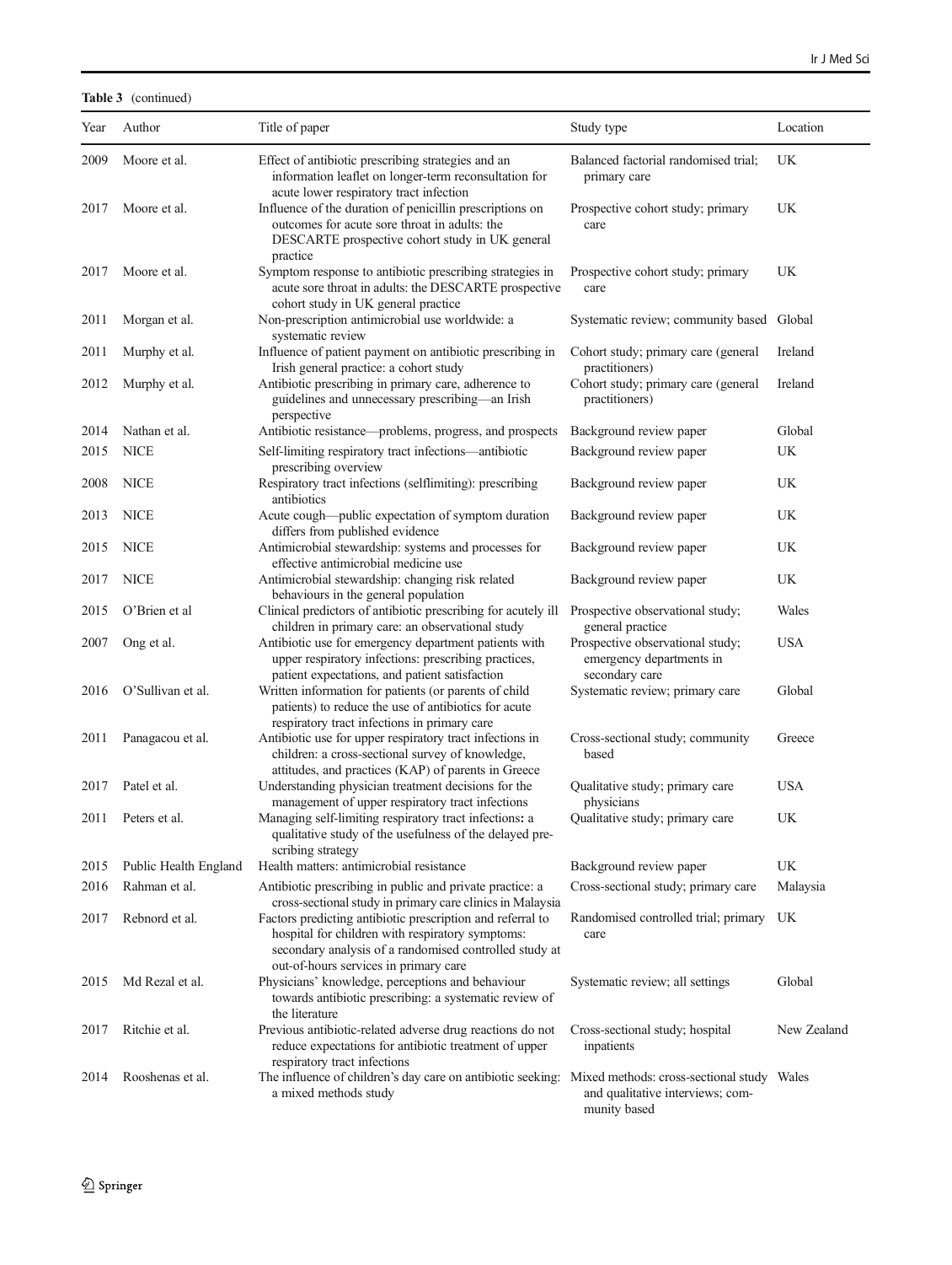**Table 3** (continued)

| Year | Author | Title of paper | Study type | Location |
|---|---|---|---|---|
| 2009 | Moore et al. | Effect of antibiotic prescribing strategies and an information leaflet on longer-term reconsultation for acute lower respiratory tract infection | Balanced factorial randomised trial; primary care | UK |
| 2017 | Moore et al. | Influence of the duration of penicillin prescriptions on outcomes for acute sore throat in adults: the DESCARTE prospective cohort study in UK general practice | Prospective cohort study; primary care | UK |
| 2017 | Moore et al. | Symptom response to antibiotic prescribing strategies in acute sore throat in adults: the DESCARTE prospective cohort study in UK general practice | Prospective cohort study; primary care | UK |
| 2011 | Morgan et al. | Non-prescription antimicrobial use worldwide: a systematic review | Systematic review; community based | Global |
| 2011 | Murphy et al. | Influence of patient payment on antibiotic prescribing in Irish general practice: a cohort study | Cohort study; primary care (general practitioners) | Ireland |
| 2012 | Murphy et al. | Antibiotic prescribing in primary care, adherence to guidelines and unnecessary prescribing—an Irish perspective | Cohort study; primary care (general practitioners) | Ireland |
| 2014 | Nathan et al. | Antibiotic resistance—problems, progress, and prospects | Background review paper | Global |
| 2015 | NICE | Self-limiting respiratory tract infections—antibiotic prescribing overview | Background review paper | UK |
| 2008 | NICE | Respiratory tract infections (selflimiting): prescribing antibiotics | Background review paper | UK |
| 2013 | NICE | Acute cough—public expectation of symptom duration differs from published evidence | Background review paper | UK |
| 2015 | NICE | Antimicrobial stewardship: systems and processes for effective antimicrobial medicine use | Background review paper | UK |
| 2017 | NICE | Antimicrobial stewardship: changing risk related behaviours in the general population | Background review paper | UK |
| 2015 | O'Brien et al | Clinical predictors of antibiotic prescribing for acutely ill children in primary care: an observational study | Prospective observational study; general practice | Wales |
| 2007 | Ong et al. | Antibiotic use for emergency department patients with upper respiratory infections: prescribing practices, patient expectations, and patient satisfaction | Prospective observational study; emergency departments in secondary care | USA |
| 2016 | O'Sullivan et al. | Written information for patients (or parents of child patients) to reduce the use of antibiotics for acute respiratory tract infections in primary care | Systematic review; primary care | Global |
| 2011 | Panagacou et al. | Antibiotic use for upper respiratory tract infections in children: a cross-sectional survey of knowledge, attitudes, and practices (KAP) of parents in Greece | Cross-sectional study; community based | Greece |
| 2017 | Patel et al. | Understanding physician treatment decisions for the management of upper respiratory tract infections | Qualitative study; primary care physicians | USA |
| 2011 | Peters et al. | Managing self-limiting respiratory tract infections: a qualitative study of the usefulness of the delayed prescribing strategy | Qualitative study; primary care | UK |
| 2015 | Public Health England | Health matters: antimicrobial resistance | Background review paper | UK |
| 2016 | Rahman et al. | Antibiotic prescribing in public and private practice: a cross-sectional study in primary care clinics in Malaysia | Cross-sectional study; primary care | Malaysia |
| 2017 | Rebnord et al. | Factors predicting antibiotic prescription and referral to hospital for children with respiratory symptoms: secondary analysis of a randomised controlled study at out-of-hours services in primary care | Randomised controlled trial; primary care | UK |
| 2015 | Md Rezal et al. | Physicians' knowledge, perceptions and behaviour towards antibiotic prescribing: a systematic review of the literature | Systematic review; all settings | Global |
| 2017 | Ritchie et al. | Previous antibiotic-related adverse drug reactions do not reduce expectations for antibiotic treatment of upper respiratory tract infections | Cross-sectional study; hospital inpatients | New Zealand |
| 2014 | Rooshenas et al. | The influence of children's day care on antibiotic seeking: a mixed methods study | Mixed methods: cross-sectional study and qualitative interviews; community based | Wales |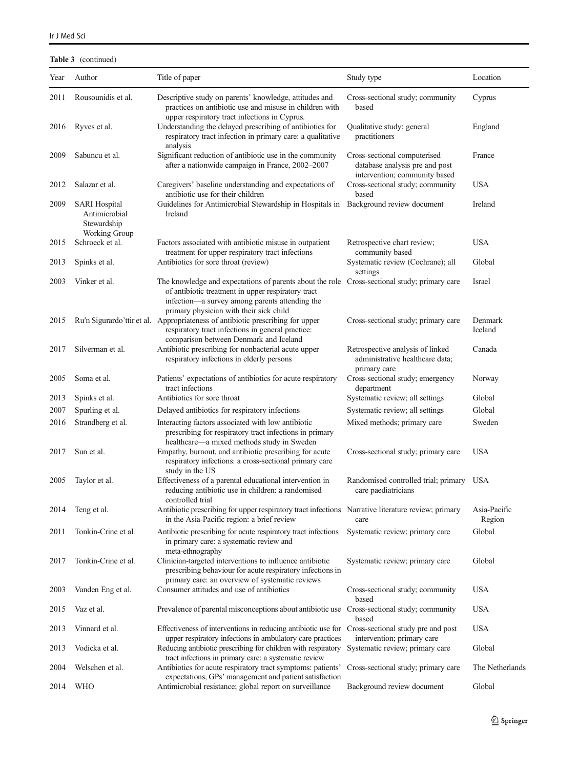**Table 3** (continued)

| Year | Author | Title of paper | Study type | Location |
|---|---|---|---|---|
| 2011 | Rousounidis et al. | Descriptive study on parents' knowledge, attitudes and practices on antibiotic use and misuse in children with upper respiratory tract infections in Cyprus. | Cross-sectional study; community based | Cyprus |
| 2016 | Ryves et al. | Understanding the delayed prescribing of antibiotics for respiratory tract infection in primary care: a qualitative analysis | Qualitative study; general practitioners | England |
| 2009 | Sabuncu et al. | Significant reduction of antibiotic use in the community after a nationwide campaign in France, 2002–2007 | Cross-sectional computerised database analysis pre and post intervention; community based | France |
| 2012 | Salazar et al. | Caregivers' baseline understanding and expectations of antibiotic use for their children | Cross-sectional study; community based | USA |
| 2009 | SARI Hospital Antimicrobial Stewardship Working Group | Guidelines for Antimicrobial Stewardship in Hospitals in Ireland | Background review document | Ireland |
| 2015 | Schroeck et al. | Factors associated with antibiotic misuse in outpatient treatment for upper respiratory tract infections | Retrospective chart review; community based | USA |
| 2013 | Spinks et al. | Antibiotics for sore throat (review) | Systematic review (Cochrane); all settings | Global |
| 2003 | Vinker et al. | The knowledge and expectations of parents about the role of antibiotic treatment in upper respiratory tract infection—a survey among parents attending the primary physician with their sick child | Cross-sectional study; primary care | Israel |
| 2015 | Ru'n Sigurardo'ttir et al. | Appropriateness of antibiotic prescribing for upper respiratory tract infections in general practice: comparison between Denmark and Iceland | Cross-sectional study; primary care | Denmark Iceland |
| 2017 | Silverman et al. | Antibiotic prescribing for nonbacterial acute upper respiratory infections in elderly persons | Retrospective analysis of linked administrative healthcare data; primary care | Canada |
| 2005 | Soma et al. | Patients' expectations of antibiotics for acute respiratory tract infections | Cross-sectional study; emergency department | Norway |
| 2013 | Spinks et al. | Antibiotics for sore throat | Systematic review; all settings | Global |
| 2007 | Spurling et al. | Delayed antibiotics for respiratory infections | Systematic review; all settings | Global |
| 2016 | Strandberg et al. | Interacting factors associated with low antibiotic prescribing for respiratory tract infections in primary healthcare—a mixed methods study in Sweden | Mixed methods; primary care | Sweden |
| 2017 | Sun et al. | Empathy, burnout, and antibiotic prescribing for acute respiratory infections: a cross-sectional primary care study in the US | Cross-sectional study; primary care | USA |
| 2005 | Taylor et al. | Effectiveness of a parental educational intervention in reducing antibiotic use in children: a randomised controlled trial | Randomised controlled trial; primary care paediatricians | USA |
| 2014 | Teng et al. | Antibiotic prescribing for upper respiratory tract infections in the Asia-Pacific region: a brief review | Narrative literature review; primary care | Asia-Pacific Region |
| 2011 | Tonkin-Crine et al. | Antibiotic prescribing for acute respiratory tract infections in primary care: a systematic review and meta-ethnography | Systematic review; primary care | Global |
| 2017 | Tonkin-Crine et al. | Clinician-targeted interventions to influence antibiotic prescribing behaviour for acute respiratory infections in primary care: an overview of systematic reviews | Systematic review; primary care | Global |
| 2003 | Vanden Eng et al. | Consumer attitudes and use of antibiotics | Cross-sectional study; community based | USA |
| 2015 | Vaz et al. | Prevalence of parental misconceptions about antibiotic use | Cross-sectional study; community based | USA |
| 2013 | Vinnard et al. | Effectiveness of interventions in reducing antibiotic use for upper respiratory infections in ambulatory care practices | Cross-sectional study pre and post intervention; primary care | USA |
| 2013 | Vodicka et al. | Reducing antibiotic prescribing for children with respiratory tract infections in primary care: a systematic review | Systematic review; primary care | Global |
| 2004 | Welschen et al. | Antibiotics for acute respiratory tract symptoms: patients' expectations, GPs' management and patient satisfaction | Cross-sectional study; primary care | The Netherlands |
| 2014 | WHO | Antimicrobial resistance; global report on surveillance | Background review document | Global |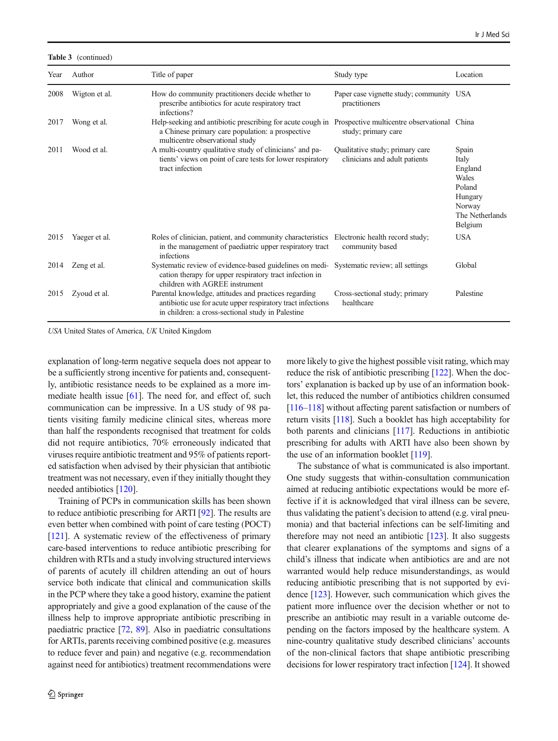**Table 3** (continued)

| Year | Author | Title of paper | Study type | Location |
|---|---|---|---|---|
| 2008 | Wigton et al. | How do community practitioners decide whether to prescribe antibiotics for acute respiratory tract infections? | Paper case vignette study; community practitioners | USA |
| 2017 | Wong et al. | Help-seeking and antibiotic prescribing for acute cough in a Chinese primary care population: a prospective multicentre observational study | Prospective multicentre observational study; primary care | China |
| 2011 | Wood et al. | A multi-country qualitative study of clinicians' and patients' views on point of care tests for lower respiratory tract infection | Qualitative study; primary care clinicians and adult patients | Spain<br>Italy<br>England<br>Wales<br>Poland<br>Hungary<br>Norway<br>The Netherlands<br>Belgium |
| 2015 | Yaeger et al. | Roles of clinician, patient, and community characteristics in the management of paediatric upper respiratory tract infections | Electronic health record study; community based | USA |
| 2014 | Zeng et al. | Systematic review of evidence-based guidelines on medication therapy for upper respiratory tract infection in children with AGREE instrument | Systematic review; all settings | Global |
| 2015 | Zyoud et al. | Parental knowledge, attitudes and practices regarding antibiotic use for acute upper respiratory tract infections in children: a cross-sectional study in Palestine | Cross-sectional study; primary healthcare | Palestine |

*USA* United States of America, *UK* United Kingdom

explanation of long-term negative sequela does not appear to be a sufficiently strong incentive for patients and, consequently, antibiotic resistance needs to be explained as a more immediate health issue [61]. The need for, and effect of, such communication can be impressive. In a US study of 98 patients visiting family medicine clinical sites, whereas more than half the respondents recognised that treatment for colds did not require antibiotics, 70% erroneously indicated that viruses require antibiotic treatment and 95% of patients reported satisfaction when advised by their physician that antibiotic treatment was not necessary, even if they initially thought they needed antibiotics [120].

Training of PCPs in communication skills has been shown to reduce antibiotic prescribing for ARTI [92]. The results are even better when combined with point of care testing (POCT) [121]. A systematic review of the effectiveness of primary care-based interventions to reduce antibiotic prescribing for children with RTIs and a study involving structured interviews of parents of acutely ill children attending an out of hours service both indicate that clinical and communication skills in the PCP where they take a good history, examine the patient appropriately and give a good explanation of the cause of the illness help to improve appropriate antibiotic prescribing in paediatric practice [72, 89]. Also in paediatric consultations for ARTIs, parents receiving combined positive (e.g. measures to reduce fever and pain) and negative (e.g. recommendation against need for antibiotics) treatment recommendations were more likely to give the highest possible visit rating, which may reduce the risk of antibiotic prescribing [122]. When the doctors' explanation is backed up by use of an information booklet, this reduced the number of antibiotics children consumed [116–118] without affecting parent satisfaction or numbers of return visits [118]. Such a booklet has high acceptability for both parents and clinicians [117]. Reductions in antibiotic prescribing for adults with ARTI have also been shown by the use of an information booklet [119].

The substance of what is communicated is also important. One study suggests that within-consultation communication aimed at reducing antibiotic expectations would be more effective if it is acknowledged that viral illness can be severe, thus validating the patient's decision to attend (e.g. viral pneumonia) and that bacterial infections can be self-limiting and therefore may not need an antibiotic [123]. It also suggests that clearer explanations of the symptoms and signs of a child's illness that indicate when antibiotics are and are not warranted would help reduce misunderstandings, as would reducing antibiotic prescribing that is not supported by evidence [123]. However, such communication which gives the patient more influence over the decision whether or not to prescribe an antibiotic may result in a variable outcome depending on the factors imposed by the healthcare system. A nine-country qualitative study described clinicians' accounts of the non-clinical factors that shape antibiotic prescribing decisions for lower respiratory tract infection [124]. It showed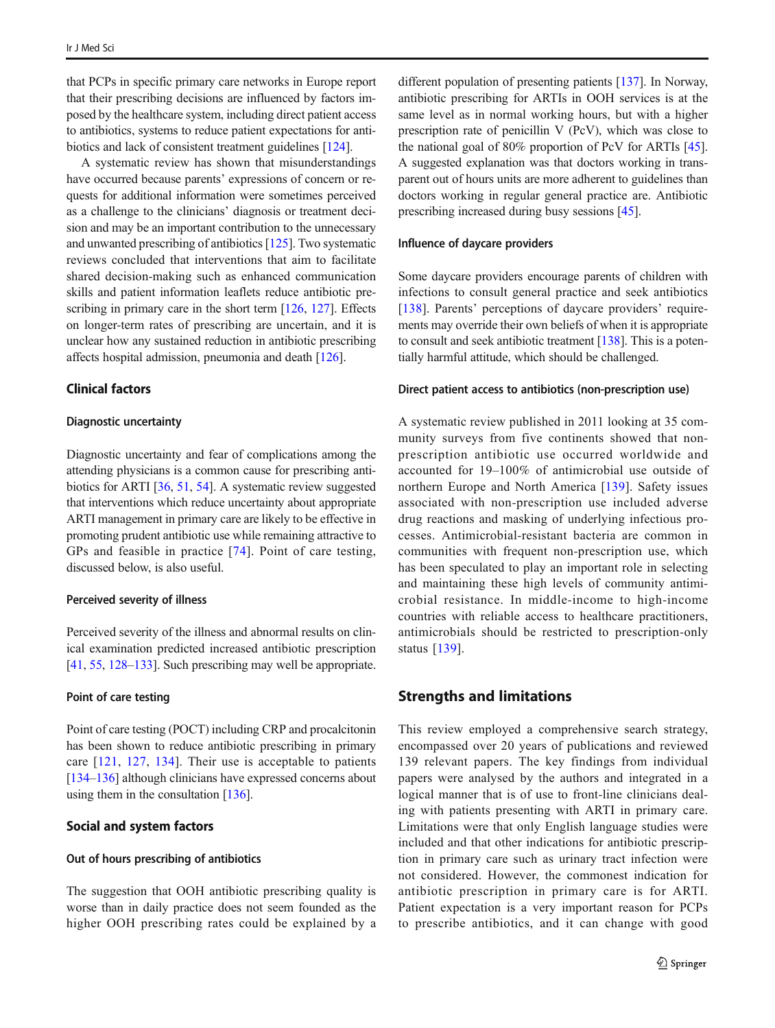that PCPs in specific primary care networks in Europe report that their prescribing decisions are influenced by factors imposed by the healthcare system, including direct patient access to antibiotics, systems to reduce patient expectations for antibiotics and lack of consistent treatment guidelines [124].

A systematic review has shown that misunderstandings have occurred because parents' expressions of concern or requests for additional information were sometimes perceived as a challenge to the clinicians' diagnosis or treatment decision and may be an important contribution to the unnecessary and unwanted prescribing of antibiotics [125]. Two systematic reviews concluded that interventions that aim to facilitate shared decision-making such as enhanced communication skills and patient information leaflets reduce antibiotic prescribing in primary care in the short term [126, 127]. Effects on longer-term rates of prescribing are uncertain, and it is unclear how any sustained reduction in antibiotic prescribing affects hospital admission, pneumonia and death [126].

## Clinical factors

### Diagnostic uncertainty

Diagnostic uncertainty and fear of complications among the attending physicians is a common cause for prescribing antibiotics for ARTI [36, 51, 54]. A systematic review suggested that interventions which reduce uncertainty about appropriate ARTI management in primary care are likely to be effective in promoting prudent antibiotic use while remaining attractive to GPs and feasible in practice [74]. Point of care testing, discussed below, is also useful.

### Perceived severity of illness

Perceived severity of the illness and abnormal results on clinical examination predicted increased antibiotic prescription [41, 55, 128–133]. Such prescribing may well be appropriate.

### Point of care testing

Point of care testing (POCT) including CRP and procalcitonin has been shown to reduce antibiotic prescribing in primary care [121, 127, 134]. Their use is acceptable to patients [134–136] although clinicians have expressed concerns about using them in the consultation [136].

## Social and system factors

### Out of hours prescribing of antibiotics

The suggestion that OOH antibiotic prescribing quality is worse than in daily practice does not seem founded as the higher OOH prescribing rates could be explained by a different population of presenting patients [137]. In Norway, antibiotic prescribing for ARTIs in OOH services is at the same level as in normal working hours, but with a higher prescription rate of penicillin V (PcV), which was close to the national goal of 80% proportion of PcV for ARTIs [45]. A suggested explanation was that doctors working in transparent out of hours units are more adherent to guidelines than doctors working in regular general practice are. Antibiotic prescribing increased during busy sessions [45].

### Influence of daycare providers

Some daycare providers encourage parents of children with infections to consult general practice and seek antibiotics [138]. Parents' perceptions of daycare providers' requirements may override their own beliefs of when it is appropriate to consult and seek antibiotic treatment [138]. This is a potentially harmful attitude, which should be challenged.

### Direct patient access to antibiotics (non-prescription use)

A systematic review published in 2011 looking at 35 community surveys from five continents showed that non-prescription antibiotic use occurred worldwide and accounted for 19–100% of antimicrobial use outside of northern Europe and North America [139]. Safety issues associated with non-prescription use included adverse drug reactions and masking of underlying infectious processes. Antimicrobial-resistant bacteria are common in communities with frequent non-prescription use, which has been speculated to play an important role in selecting and maintaining these high levels of community antimicrobial resistance. In middle-income to high-income countries with reliable access to healthcare practitioners, antimicrobials should be restricted to prescription-only status [139].

## Strengths and limitations

This review employed a comprehensive search strategy, encompassed over 20 years of publications and reviewed 139 relevant papers. The key findings from individual papers were analysed by the authors and integrated in a logical manner that is of use to front-line clinicians dealing with patients presenting with ARTI in primary care. Limitations were that only English language studies were included and that other indications for antibiotic prescription in primary care such as urinary tract infection were not considered. However, the commonest indication for antibiotic prescription in primary care is for ARTI. Patient expectation is a very important reason for PCPs to prescribe antibiotics, and it can change with good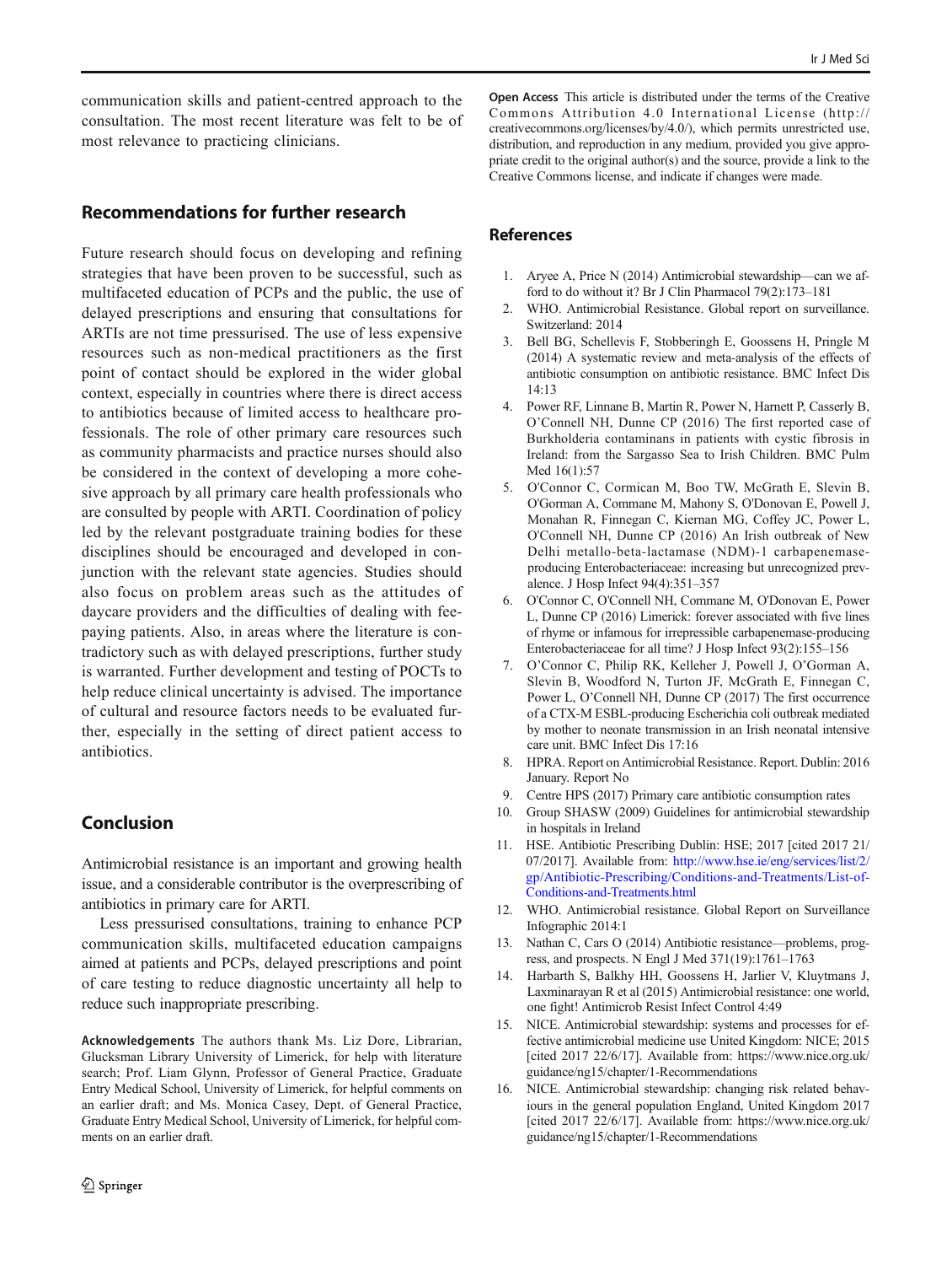communication skills and patient-centred approach to the consultation. The most recent literature was felt to be of most relevance to practicing clinicians.

## Recommendations for further research

Future research should focus on developing and refining strategies that have been proven to be successful, such as multifaceted education of PCPs and the public, the use of delayed prescriptions and ensuring that consultations for ARTIs are not time pressurised. The use of less expensive resources such as non-medical practitioners as the first point of contact should be explored in the wider global context, especially in countries where there is direct access to antibiotics because of limited access to healthcare professionals. The role of other primary care resources such as community pharmacists and practice nurses should also be considered in the context of developing a more cohesive approach by all primary care health professionals who are consulted by people with ARTI. Coordination of policy led by the relevant postgraduate training bodies for these disciplines should be encouraged and developed in conjunction with the relevant state agencies. Studies should also focus on problem areas such as the attitudes of daycare providers and the difficulties of dealing with fee-paying patients. Also, in areas where the literature is contradictory such as with delayed prescriptions, further study is warranted. Further development and testing of POCTs to help reduce clinical uncertainty is advised. The importance of cultural and resource factors needs to be evaluated further, especially in the setting of direct patient access to antibiotics.

## Conclusion

Antimicrobial resistance is an important and growing health issue, and a considerable contributor is the overprescribing of antibiotics in primary care for ARTI.

Less pressurised consultations, training to enhance PCP communication skills, multifaceted education campaigns aimed at patients and PCPs, delayed prescriptions and point of care testing to reduce diagnostic uncertainty all help to reduce such inappropriate prescribing.

**Acknowledgements** The authors thank Ms. Liz Dore, Librarian, Glucksman Library University of Limerick, for help with literature search; Prof. Liam Glynn, Professor of General Practice, Graduate Entry Medical School, University of Limerick, for helpful comments on an earlier draft; and Ms. Monica Casey, Dept. of General Practice, Graduate Entry Medical School, University of Limerick, for helpful comments on an earlier draft.

**Open Access** This article is distributed under the terms of the Creative Commons Attribution 4.0 International License (http://creativecommons.org/licenses/by/4.0/), which permits unrestricted use, distribution, and reproduction in any medium, provided you give appropriate credit to the original author(s) and the source, provide a link to the Creative Commons license, and indicate if changes were made.

## References

1. Aryee A, Price N (2014) Antimicrobial stewardship—can we afford to do without it? Br J Clin Pharmacol 79(2):173–181
2. WHO. Antimicrobial Resistance. Global report on surveillance. Switzerland: 2014
3. Bell BG, Schellevis F, Stobberingh E, Goossens H, Pringle M (2014) A systematic review and meta-analysis of the effects of antibiotic consumption on antibiotic resistance. BMC Infect Dis 14:13
4. Power RF, Linnane B, Martin R, Power N, Harnett P, Casserly B, O'Connell NH, Dunne CP (2016) The first reported case of Burkholderia contaminans in patients with cystic fibrosis in Ireland: from the Sargasso Sea to Irish Children. BMC Pulm Med 16(1):57
5. O'Connor C, Cormican M, Boo TW, McGrath E, Slevin B, O'Gorman A, Commane M, Mahony S, O'Donovan E, Powell J, Monahan R, Finnegan C, Kiernan MG, Coffey JC, Power L, O'Connell NH, Dunne CP (2016) An Irish outbreak of New Delhi metallo-beta-lactamase (NDM)-1 carbapenemase-producing Enterobacteriaceae: increasing but unrecognized prevalence. J Hosp Infect 94(4):351–357
6. O'Connor C, O'Connell NH, Commane M, O'Donovan E, Power L, Dunne CP (2016) Limerick: forever associated with five lines of rhyme or infamous for irrepressible carbapenemase-producing Enterobacteriaceae for all time? J Hosp Infect 93(2):155–156
7. O'Connor C, Philip RK, Kelleher J, Powell J, O'Gorman A, Slevin B, Woodford N, Turton JF, McGrath E, Finnegan C, Power L, O'Connell NH, Dunne CP (2017) The first occurrence of a CTX-M ESBL-producing Escherichia coli outbreak mediated by mother to neonate transmission in an Irish neonatal intensive care unit. BMC Infect Dis 17:16
8. HPRA. Report on Antimicrobial Resistance. Report. Dublin: 2016 January. Report No
9. Centre HPS (2017) Primary care antibiotic consumption rates
10. Group SHASW (2009) Guidelines for antimicrobial stewardship in hospitals in Ireland
11. HSE. Antibiotic Prescribing Dublin: HSE; 2017 [cited 2017 21/07/2017]. Available from: http://www.hse.ie/eng/services/list/2/gp/Antibiotic-Prescribing/Conditions-and-Treatments/List-of-Conditions-and-Treatments.html
12. WHO. Antimicrobial resistance. Global Report on Surveillance Infographic 2014:1
13. Nathan C, Cars O (2014) Antibiotic resistance—problems, progress, and prospects. N Engl J Med 371(19):1761–1763
14. Harbarth S, Balkhy HH, Goossens H, Jarlier V, Kluytmans J, Laxminarayan R et al (2015) Antimicrobial resistance: one world, one fight! Antimicrob Resist Infect Control 4:49
15. NICE. Antimicrobial stewardship: systems and processes for effective antimicrobial medicine use United Kingdom: NICE; 2015 [cited 2017 22/6/17]. Available from: https://www.nice.org.uk/guidance/ng15/chapter/1-Recommendations
16. NICE. Antimicrobial stewardship: changing risk related behaviours in the general population England, United Kingdom 2017 [cited 2017 22/6/17]. Available from: https://www.nice.org.uk/guidance/ng15/chapter/1-Recommendations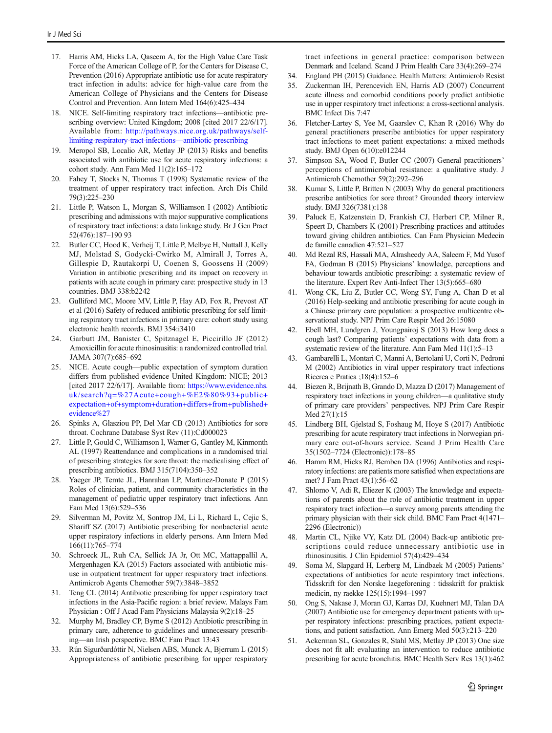17. Harris AM, Hicks LA, Qaseem A, for the High Value Care Task Force of the American College of P, for the Centers for Disease C, Prevention (2016) Appropriate antibiotic use for acute respiratory tract infection in adults: advice for high-value care from the American College of Physicians and the Centers for Disease Control and Prevention. Ann Intern Med 164(6):425–434
18. NICE. Self-limiting respiratory tract infections—antibiotic prescribing overview: United Kingdom; 2008 [cited 2017 22/6/17]. Available from: http://pathways.nice.org.uk/pathways/self-limiting-respiratory-tract-infections—antibiotic-prescribing
19. Meropol SB, Localio AR, Metlay JP (2013) Risks and benefits associated with antibiotic use for acute respiratory infections: a cohort study. Ann Fam Med 11(2):165–172
20. Fahey T, Stocks N, Thomas T (1998) Systematic review of the treatment of upper respiratory tract infection. Arch Dis Child 79(3):225–230
21. Little P, Watson L, Morgan S, Williamson I (2002) Antibiotic prescribing and admissions with major suppurative complications of respiratory tract infections: a data linkage study. Br J Gen Pract 52(476):187–190 93
22. Butler CC, Hood K, Verheij T, Little P, Melbye H, Nuttall J, Kelly MJ, Molstad S, Godycki-Cwirko M, Almirall J, Torres A, Gillespie D, Rautakorpi U, Coenen S, Goossens H (2009) Variation in antibiotic prescribing and its impact on recovery in patients with acute cough in primary care: prospective study in 13 countries. BMJ 338:b2242
23. Gulliford MC, Moore MV, Little P, Hay AD, Fox R, Prevost AT et al (2016) Safety of reduced antibiotic prescribing for self limiting respiratory tract infections in primary care: cohort study using electronic health records. BMJ 354:i3410
24. Garbutt JM, Banister C, Spitznagel E, Piccirillo JF (2012) Amoxicillin for acute rhinosinusitis: a randomized controlled trial. JAMA 307(7):685–692
25. NICE. Acute cough—public expectation of symptom duration differs from published evidence United Kingdom: NICE; 2013 [cited 2017 22/6/17]. Available from: https://www.evidence.nhs.uk/search?q=%27Acute+cough+%E2%80%93+public+expectation+of+symptom+duration+differs+from+published+evidence%27
26. Spinks A, Glasziou PP, Del Mar CB (2013) Antibiotics for sore throat. Cochrane Database Syst Rev (11):Cd000023
27. Little P, Gould C, Williamson I, Warner G, Gantley M, Kinmonth AL (1997) Reattendance and complications in a randomised trial of prescribing strategies for sore throat: the medicalising effect of prescribing antibiotics. BMJ 315(7104):350–352
28. Yaeger JP, Temte JL, Hanrahan LP, Martinez-Donate P (2015) Roles of clinician, patient, and community characteristics in the management of pediatric upper respiratory tract infections. Ann Fam Med 13(6):529–536
29. Silverman M, Povitz M, Sontrop JM, Li L, Richard L, Cejic S, Shariff SZ (2017) Antibiotic prescribing for nonbacterial acute upper respiratory infections in elderly persons. Ann Intern Med 166(11):765–774
30. Schroeck JL, Ruh CA, Sellick JA Jr, Ott MC, Mattappallil A, Mergenhagen KA (2015) Factors associated with antibiotic misuse in outpatient treatment for upper respiratory tract infections. Antimicrob Agents Chemother 59(7):3848–3852
31. Teng CL (2014) Antibiotic prescribing for upper respiratory tract infections in the Asia-Pacific region: a brief review. Malays Fam Physician : Off J Acad Fam Physicians Malaysia 9(2):18–25
32. Murphy M, Bradley CP, Byrne S (2012) Antibiotic prescribing in primary care, adherence to guidelines and unnecessary prescribing—an Irish perspective. BMC Fam Pract 13:43
33. Rún Sigurðardóttir N, Nielsen ABS, Munck A, Bjerrum L (2015) Appropriateness of antibiotic prescribing for upper respiratory tract infections in general practice: comparison between Denmark and Iceland. Scand J Prim Health Care 33(4):269–274
34. England PH (2015) Guidance. Health Matters: Antimicrob Resist
35. Zuckerman IH, Perencevich EN, Harris AD (2007) Concurrent acute illness and comorbid conditions poorly predict antibiotic use in upper respiratory tract infections: a cross-sectional analysis. BMC Infect Dis 7:47
36. Fletcher-Lartey S, Yee M, Gaarslev C, Khan R (2016) Why do general practitioners prescribe antibiotics for upper respiratory tract infections to meet patient expectations: a mixed methods study. BMJ Open 6(10):e012244
37. Simpson SA, Wood F, Butler CC (2007) General practitioners' perceptions of antimicrobial resistance: a qualitative study. J Antimicrob Chemother 59(2):292–296
38. Kumar S, Little P, Britten N (2003) Why do general practitioners prescribe antibiotics for sore throat? Grounded theory interview study. BMJ 326(7381):138
39. Paluck E, Katzenstein D, Frankish CJ, Herbert CP, Milner R, Speert D, Chambers K (2001) Prescribing practices and attitudes toward giving children antibiotics. Can Fam Physician Medecin de famille canadien 47:521–527
40. Md Rezal RS, Hassali MA, Alrasheedy AA, Saleem F, Md Yusof FA, Godman B (2015) Physicians' knowledge, perceptions and behaviour towards antibiotic prescribing: a systematic review of the literature. Expert Rev Anti-Infect Ther 13(5):665–680
41. Wong CK, Liu Z, Butler CC, Wong SY, Fung A, Chan D et al (2016) Help-seeking and antibiotic prescribing for acute cough in a Chinese primary care population: a prospective multicentre observational study. NPJ Prim Care Respir Med 26:15080
42. Ebell MH, Lundgren J, Youngpairoj S (2013) How long does a cough last? Comparing patients' expectations with data from a systematic review of the literature. Ann Fam Med 11(1):5–13
43. Gambarelli L, Montari C, Manni A, Bertolani U, Corti N, Pedroni M (2002) Antibiotics in viral upper respiratory tract infections Ricerca e Pratica ;18(4):152–6
44. Biezen R, Brijnath B, Grando D, Mazza D (2017) Management of respiratory tract infections in young children—a qualitative study of primary care providers' perspectives. NPJ Prim Care Respir Med 27(1):15
45. Lindberg BH, Gjelstad S, Foshaug M, Hoye S (2017) Antibiotic prescribing for acute respiratory tract infections in Norwegian primary care out-of-hours service. Scand J Prim Health Care 35(1502–7724 (Electronic)):178–85
46. Hamm RM, Hicks RJ, Bemben DA (1996) Antibiotics and respiratory infections: are patients more satisfied when expectations are met? J Fam Pract 43(1):56–62
47. Shlomo V, Adi R, Eliezer K (2003) The knowledge and expectations of parents about the role of antibiotic treatment in upper respiratory tract infection—a survey among parents attending the primary physician with their sick child. BMC Fam Pract 4(1471–2296 (Electronic))
48. Martin CL, Njike VY, Katz DL (2004) Back-up antibiotic prescriptions could reduce unnecessary antibiotic use in rhinosinusitis. J Clin Epidemiol 57(4):429–434
49. Soma M, Slapgard H, Lerberg M, Lindbaek M (2005) Patients' expectations of antibiotics for acute respiratory tract infections. Tidsskrift for den Norske laegeforening : tidsskrift for praktisk medicin, ny raekke 125(15):1994–1997
50. Ong S, Nakase J, Moran GJ, Karras DJ, Kuehnert MJ, Talan DA (2007) Antibiotic use for emergency department patients with upper respiratory infections: prescribing practices, patient expectations, and patient satisfaction. Ann Emerg Med 50(3):213–220
51. Ackerman SL, Gonzales R, Stahl MS, Metlay JP (2013) One size does not fit all: evaluating an intervention to reduce antibiotic prescribing for acute bronchitis. BMC Health Serv Res 13(1):462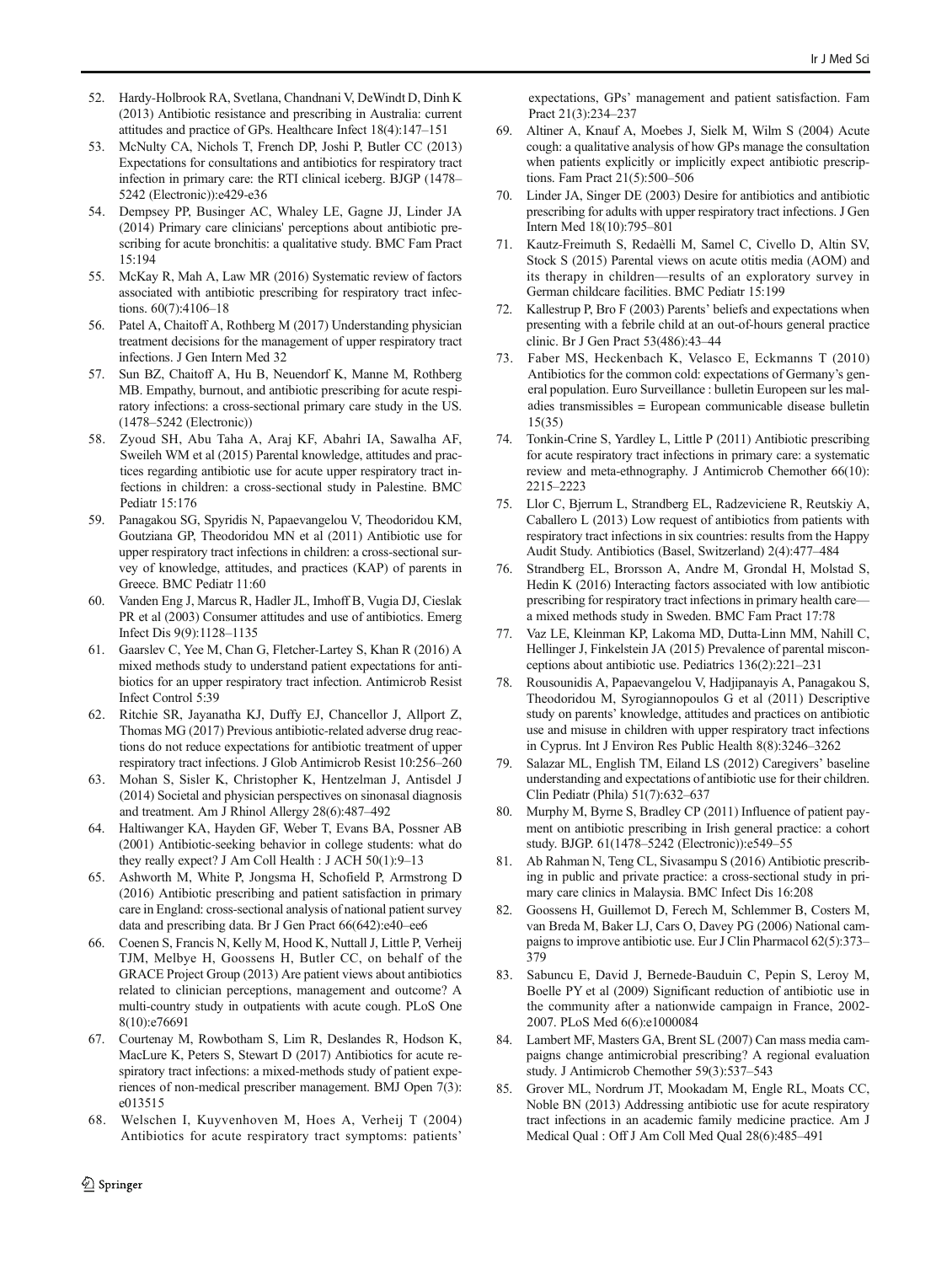52. Hardy-Holbrook RA, Svetlana, Chandnani V, DeWindt D, Dinh K (2013) Antibiotic resistance and prescribing in Australia: current attitudes and practice of GPs. Healthcare Infect 18(4):147–151
53. McNulty CA, Nichols T, French DP, Joshi P, Butler CC (2013) Expectations for consultations and antibiotics for respiratory tract infection in primary care: the RTI clinical iceberg. BJGP (1478–5242 (Electronic)):e429-e36
54. Dempsey PP, Businger AC, Whaley LE, Gagne JJ, Linder JA (2014) Primary care clinicians' perceptions about antibiotic prescribing for acute bronchitis: a qualitative study. BMC Fam Pract 15:194
55. McKay R, Mah A, Law MR (2016) Systematic review of factors associated with antibiotic prescribing for respiratory tract infections. 60(7):4106–18
56. Patel A, Chaitoff A, Rothberg M (2017) Understanding physician treatment decisions for the management of upper respiratory tract infections. J Gen Intern Med 32
57. Sun BZ, Chaitoff A, Hu B, Neuendorf K, Manne M, Rothberg MB. Empathy, burnout, and antibiotic prescribing for acute respiratory infections: a cross-sectional primary care study in the US. (1478–5242 (Electronic))
58. Zyoud SH, Abu Taha A, Araj KF, Abahri IA, Sawalha AF, Sweileh WM et al (2015) Parental knowledge, attitudes and practices regarding antibiotic use for acute upper respiratory tract infections in children: a cross-sectional study in Palestine. BMC Pediatr 15:176
59. Panagakou SG, Spyridis N, Papaevangelou V, Theodoridou KM, Goutziana GP, Theodoridou MN et al (2011) Antibiotic use for upper respiratory tract infections in children: a cross-sectional survey of knowledge, attitudes, and practices (KAP) of parents in Greece. BMC Pediatr 11:60
60. Vanden Eng J, Marcus R, Hadler JL, Imhoff B, Vugia DJ, Cieslak PR et al (2003) Consumer attitudes and use of antibiotics. Emerg Infect Dis 9(9):1128–1135
61. Gaarslev C, Yee M, Chan G, Fletcher-Lartey S, Khan R (2016) A mixed methods study to understand patient expectations for antibiotics for an upper respiratory tract infection. Antimicrob Resist Infect Control 5:39
62. Ritchie SR, Jayanatha KJ, Duffy EJ, Chancellor J, Allport Z, Thomas MG (2017) Previous antibiotic-related adverse drug reactions do not reduce expectations for antibiotic treatment of upper respiratory tract infections. J Glob Antimicrob Resist 10:256–260
63. Mohan S, Sisler K, Christopher K, Hentzelman J, Antisdel J (2014) Societal and physician perspectives on sinonasal diagnosis and treatment. Am J Rhinol Allergy 28(6):487–492
64. Haltiwanger KA, Hayden GF, Weber T, Evans BA, Possner AB (2001) Antibiotic-seeking behavior in college students: what do they really expect? J Am Coll Health : J ACH 50(1):9–13
65. Ashworth M, White P, Jongsma H, Schofield P, Armstrong D (2016) Antibiotic prescribing and patient satisfaction in primary care in England: cross-sectional analysis of national patient survey data and prescribing data. Br J Gen Pract 66(642):e40–e46
66. Coenen S, Francis N, Kelly M, Hood K, Nuttall J, Little P, Verheij TJM, Melbye H, Goossens H, Butler CC, on behalf of the GRACE Project Group (2013) Are patient views about antibiotics related to clinician perceptions, management and outcome? A multi-country study in outpatients with acute cough. PLoS One 8(10):e76691
67. Courtenay M, Rowbotham S, Lim R, Deslandes R, Hodson K, MacLure K, Peters S, Stewart D (2017) Antibiotics for acute respiratory tract infections: a mixed-methods study of patient experiences of non-medical prescriber management. BMJ Open 7(3): e013515
68. Welschen I, Kuyvenhoven M, Hoes A, Verheij T (2004) Antibiotics for acute respiratory tract symptoms: patients' expectations, GPs' management and patient satisfaction. Fam Pract 21(3):234–237
69. Altiner A, Knauf A, Moebes J, Sielk M, Wilm S (2004) Acute cough: a qualitative analysis of how GPs manage the consultation when patients explicitly or implicitly expect antibiotic prescriptions. Fam Pract 21(5):500–506
70. Linder JA, Singer DE (2003) Desire for antibiotics and antibiotic prescribing for adults with upper respiratory tract infections. J Gen Intern Med 18(10):795–801
71. Kautz-Freimuth S, Redaèlli M, Samel C, Civello D, Altin SV, Stock S (2015) Parental views on acute otitis media (AOM) and its therapy in children—results of an exploratory survey in German childcare facilities. BMC Pediatr 15:199
72. Kallestrup P, Bro F (2003) Parents' beliefs and expectations when presenting with a febrile child at an out-of-hours general practice clinic. Br J Gen Pract 53(486):43–44
73. Faber MS, Heckenbach K, Velasco E, Eckmanns T (2010) Antibiotics for the common cold: expectations of Germany's general population. Euro Surveillance : bulletin Europeen sur les maladies transmissibles = European communicable disease bulletin 15(35)
74. Tonkin-Crine S, Yardley L, Little P (2011) Antibiotic prescribing for acute respiratory tract infections in primary care: a systematic review and meta-ethnography. J Antimicrob Chemother 66(10): 2215–2223
75. Llor C, Bjerrum L, Strandberg EL, Radzeviciene R, Reutskiy A, Caballero L (2013) Low request of antibiotics from patients with respiratory tract infections in six countries: results from the Happy Audit Study. Antibiotics (Basel, Switzerland) 2(4):477–484
76. Strandberg EL, Brorsson A, Andre M, Grondal H, Molstad S, Hedin K (2016) Interacting factors associated with low antibiotic prescribing for respiratory tract infections in primary health care—a mixed methods study in Sweden. BMC Fam Pract 17:78
77. Vaz LE, Kleinman KP, Lakoma MD, Dutta-Linn MM, Nahill C, Hellinger J, Finkelstein JA (2015) Prevalence of parental misconceptions about antibiotic use. Pediatrics 136(2):221–231
78. Rousounidis A, Papaevangelou V, Hadjipanayis A, Panagakou S, Theodoridou M, Syrogiannopoulos G et al (2011) Descriptive study on parents' knowledge, attitudes and practices on antibiotic use and misuse in children with upper respiratory tract infections in Cyprus. Int J Environ Res Public Health 8(8):3246–3262
79. Salazar ML, English TM, Eiland LS (2012) Caregivers' baseline understanding and expectations of antibiotic use for their children. Clin Pediatr (Phila) 51(7):632–637
80. Murphy M, Byrne S, Bradley CP (2011) Influence of patient payment on antibiotic prescribing in Irish general practice: a cohort study. BJGP. 61(1478–5242 (Electronic)):e549–55
81. Ab Rahman N, Teng CL, Sivasampu S (2016) Antibiotic prescribing in public and private practice: a cross-sectional study in primary care clinics in Malaysia. BMC Infect Dis 16:208
82. Goossens H, Guillemot D, Ferech M, Schlemmer B, Costers M, van Breda M, Baker LJ, Cars O, Davey PG (2006) National campaigns to improve antibiotic use. Eur J Clin Pharmacol 62(5):373–379
83. Sabuncu E, David J, Bernede-Bauduin C, Pepin S, Leroy M, Boelle PY et al (2009) Significant reduction of antibiotic use in the community after a nationwide campaign in France, 2002-2007. PLoS Med 6(6):e1000084
84. Lambert MF, Masters GA, Brent SL (2007) Can mass media campaigns change antimicrobial prescribing? A regional evaluation study. J Antimicrob Chemother 59(3):537–543
85. Grover ML, Nordrum JT, Mookadam M, Engle RL, Moats CC, Noble BN (2013) Addressing antibiotic use for acute respiratory tract infections in an academic family medicine practice. Am J Medical Qual : Off J Am Coll Med Qual 28(6):485–491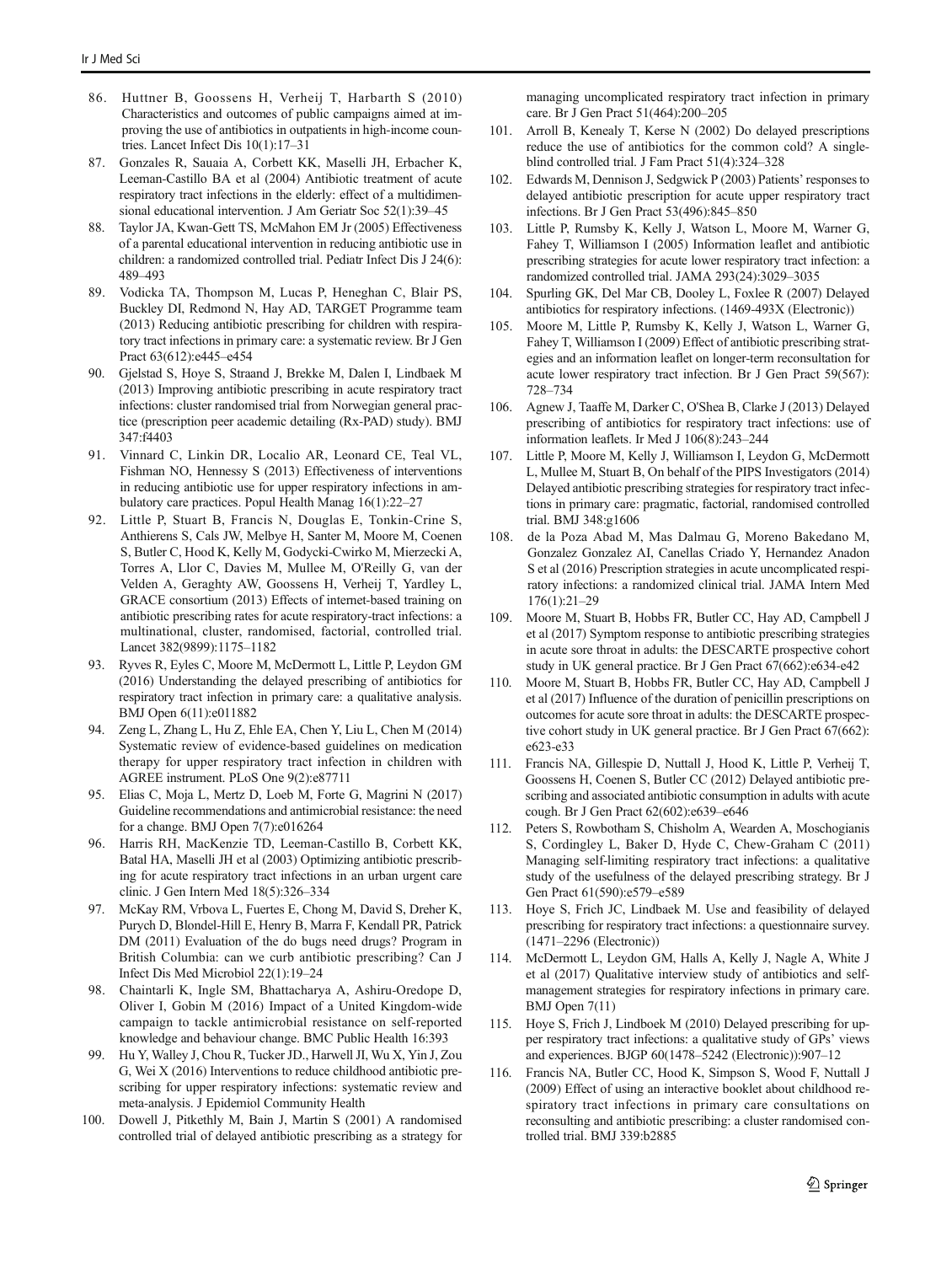86. Huttner B, Goossens H, Verheij T, Harbarth S (2010) Characteristics and outcomes of public campaigns aimed at improving the use of antibiotics in outpatients in high-income countries. Lancet Infect Dis 10(1):17–31
87. Gonzales R, Sauaia A, Corbett KK, Maselli JH, Erbacher K, Leeman-Castillo BA et al (2004) Antibiotic treatment of acute respiratory tract infections in the elderly: effect of a multidimensional educational intervention. J Am Geriatr Soc 52(1):39–45
88. Taylor JA, Kwan-Gett TS, McMahon EM Jr (2005) Effectiveness of a parental educational intervention in reducing antibiotic use in children: a randomized controlled trial. Pediatr Infect Dis J 24(6): 489–493
89. Vodicka TA, Thompson M, Lucas P, Heneghan C, Blair PS, Buckley DI, Redmond N, Hay AD, TARGET Programme team (2013) Reducing antibiotic prescribing for children with respiratory tract infections in primary care: a systematic review. Br J Gen Pract 63(612):e445–e454
90. Gjelstad S, Hoye S, Straand J, Brekke M, Dalen I, Lindbaek M (2013) Improving antibiotic prescribing in acute respiratory tract infections: cluster randomised trial from Norwegian general practice (prescription peer academic detailing (Rx-PAD) study). BMJ 347:f4403
91. Vinnard C, Linkin DR, Localio AR, Leonard CE, Teal VL, Fishman NO, Hennessy S (2013) Effectiveness of interventions in reducing antibiotic use for upper respiratory infections in ambulatory care practices. Popul Health Manag 16(1):22–27
92. Little P, Stuart B, Francis N, Douglas E, Tonkin-Crine S, Anthierens S, Cals JW, Melbye H, Santer M, Moore M, Coenen S, Butler C, Hood K, Kelly M, Godycki-Cwirko M, Mierzecki A, Torres A, Llor C, Davies M, Mullee M, O'Reilly G, van der Velden A, Geraghty AW, Goossens H, Verheij T, Yardley L, GRACE consortium (2013) Effects of internet-based training on antibiotic prescribing rates for acute respiratory-tract infections: a multinational, cluster, randomised, factorial, controlled trial. Lancet 382(9899):1175–1182
93. Ryves R, Eyles C, Moore M, McDermott L, Little P, Leydon GM (2016) Understanding the delayed prescribing of antibiotics for respiratory tract infection in primary care: a qualitative analysis. BMJ Open 6(11):e011882
94. Zeng L, Zhang L, Hu Z, Ehle EA, Chen Y, Liu L, Chen M (2014) Systematic review of evidence-based guidelines on medication therapy for upper respiratory tract infection in children with AGREE instrument. PLoS One 9(2):e87711
95. Elias C, Moja L, Mertz D, Loeb M, Forte G, Magrini N (2017) Guideline recommendations and antimicrobial resistance: the need for a change. BMJ Open 7(7):e016264
96. Harris RH, MacKenzie TD, Leeman-Castillo B, Corbett KK, Batal HA, Maselli JH et al (2003) Optimizing antibiotic prescribing for acute respiratory tract infections in an urban urgent care clinic. J Gen Intern Med 18(5):326–334
97. McKay RM, Vrbova L, Fuertes E, Chong M, David S, Dreher K, Purych D, Blondel-Hill E, Henry B, Marra F, Kendall PR, Patrick DM (2011) Evaluation of the do bugs need drugs? Program in British Columbia: can we curb antibiotic prescribing? Can J Infect Dis Med Microbiol 22(1):19–24
98. Chaintarli K, Ingle SM, Bhattacharya A, Ashiru-Oredope D, Oliver I, Gobin M (2016) Impact of a United Kingdom-wide campaign to tackle antimicrobial resistance on self-reported knowledge and behaviour change. BMC Public Health 16:393
99. Hu Y, Walley J, Chou R, Tucker JD., Harwell JI, Wu X, Yin J, Zou G, Wei X (2016) Interventions to reduce childhood antibiotic prescribing for upper respiratory infections: systematic review and meta-analysis. J Epidemiol Community Health
100. Dowell J, Pitkethly M, Bain J, Martin S (2001) A randomised controlled trial of delayed antibiotic prescribing as a strategy for managing uncomplicated respiratory tract infection in primary care. Br J Gen Pract 51(464):200–205
101. Arroll B, Kenealy T, Kerse N (2002) Do delayed prescriptions reduce the use of antibiotics for the common cold? A single-blind controlled trial. J Fam Pract 51(4):324–328
102. Edwards M, Dennison J, Sedgwick P (2003) Patients' responses to delayed antibiotic prescription for acute upper respiratory tract infections. Br J Gen Pract 53(496):845–850
103. Little P, Rumsby K, Kelly J, Watson L, Moore M, Warner G, Fahey T, Williamson I (2005) Information leaflet and antibiotic prescribing strategies for acute lower respiratory tract infection: a randomized controlled trial. JAMA 293(24):3029–3035
104. Spurling GK, Del Mar CB, Dooley L, Foxlee R (2007) Delayed antibiotics for respiratory infections. (1469-493X (Electronic))
105. Moore M, Little P, Rumsby K, Kelly J, Watson L, Warner G, Fahey T, Williamson I (2009) Effect of antibiotic prescribing strategies and an information leaflet on longer-term reconsultation for acute lower respiratory tract infection. Br J Gen Pract 59(567): 728–734
106. Agnew J, Taaffe M, Darker C, O'Shea B, Clarke J (2013) Delayed prescribing of antibiotics for respiratory tract infections: use of information leaflets. Ir Med J 106(8):243–244
107. Little P, Moore M, Kelly J, Williamson I, Leydon G, McDermott L, Mullee M, Stuart B, On behalf of the PIPS Investigators (2014) Delayed antibiotic prescribing strategies for respiratory tract infections in primary care: pragmatic, factorial, randomised controlled trial. BMJ 348:g1606
108. de la Poza Abad M, Mas Dalmau G, Moreno Bakedano M, Gonzalez Gonzalez AI, Canellas Criado Y, Hernandez Anadon S et al (2016) Prescription strategies in acute uncomplicated respiratory infections: a randomized clinical trial. JAMA Intern Med 176(1):21–29
109. Moore M, Stuart B, Hobbs FR, Butler CC, Hay AD, Campbell J et al (2017) Symptom response to antibiotic prescribing strategies in acute sore throat in adults: the DESCARTE prospective cohort study in UK general practice. Br J Gen Pract 67(662):e634-e42
110. Moore M, Stuart B, Hobbs FR, Butler CC, Hay AD, Campbell J et al (2017) Influence of the duration of penicillin prescriptions on outcomes for acute sore throat in adults: the DESCARTE prospective cohort study in UK general practice. Br J Gen Pract 67(662): e623-e33
111. Francis NA, Gillespie D, Nuttall J, Hood K, Little P, Verheij T, Goossens H, Coenen S, Butler CC (2012) Delayed antibiotic prescribing and associated antibiotic consumption in adults with acute cough. Br J Gen Pract 62(602):e639–e646
112. Peters S, Rowbotham S, Chisholm A, Wearden A, Moschogianis S, Cordingley L, Baker D, Hyde C, Chew-Graham C (2011) Managing self-limiting respiratory tract infections: a qualitative study of the usefulness of the delayed prescribing strategy. Br J Gen Pract 61(590):e579–e589
113. Hoye S, Frich JC, Lindbaek M. Use and feasibility of delayed prescribing for respiratory tract infections: a questionnaire survey. (1471–2296 (Electronic))
114. McDermott L, Leydon GM, Halls A, Kelly J, Nagle A, White J et al (2017) Qualitative interview study of antibiotics and self-management strategies for respiratory infections in primary care. BMJ Open 7(11)
115. Hoye S, Frich J, Lindboek M (2010) Delayed prescribing for upper respiratory tract infections: a qualitative study of GPs' views and experiences. BJGP 60(1478–5242 (Electronic)):907–12
116. Francis NA, Butler CC, Hood K, Simpson S, Wood F, Nuttall J (2009) Effect of using an interactive booklet about childhood respiratory tract infections in primary care consultations on reconsulting and antibiotic prescribing: a cluster randomised controlled trial. BMJ 339:b2885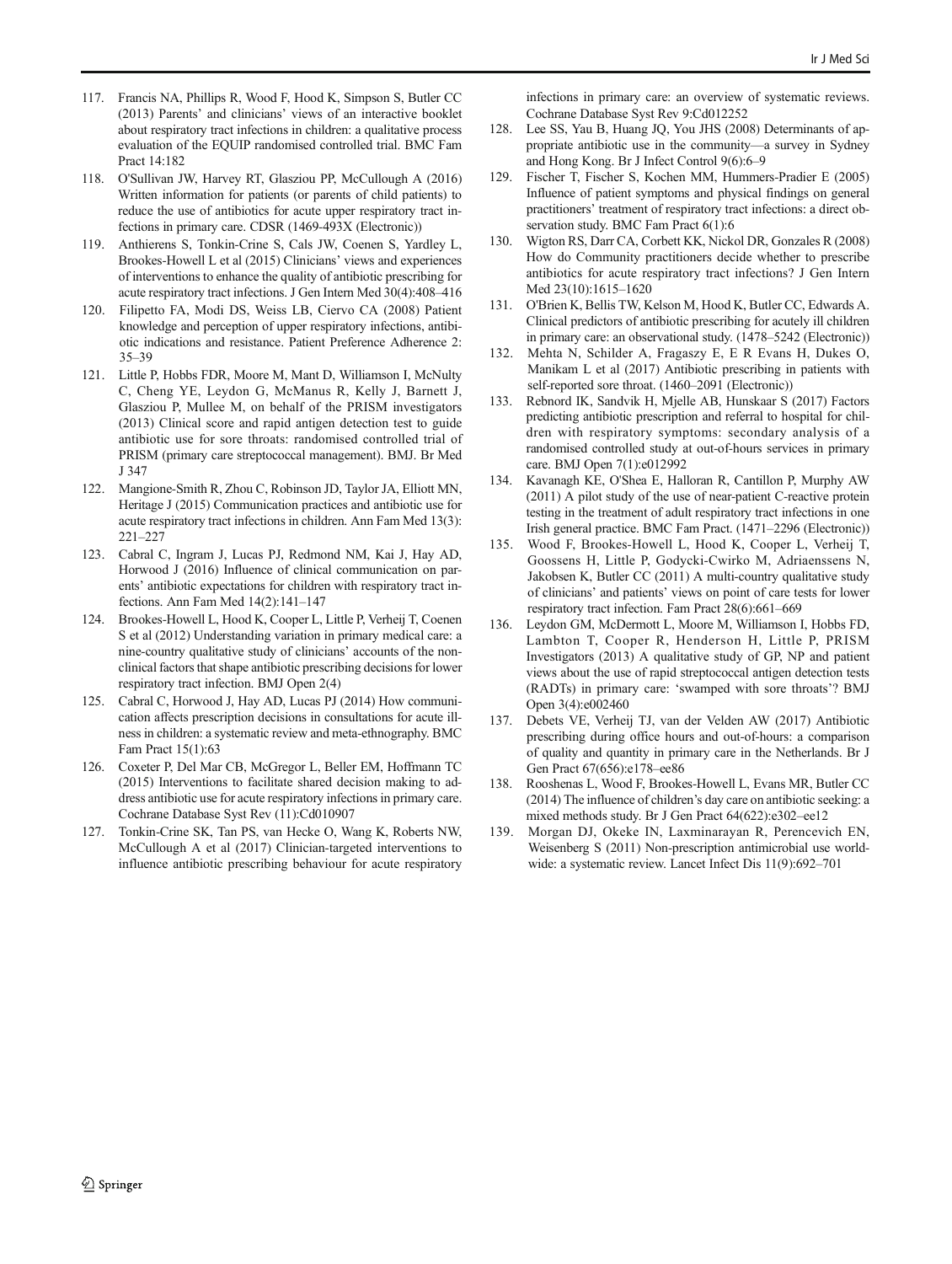117. Francis NA, Phillips R, Wood F, Hood K, Simpson S, Butler CC (2013) Parents' and clinicians' views of an interactive booklet about respiratory tract infections in children: a qualitative process evaluation of the EQUIP randomised controlled trial. BMC Fam Pract 14:182
118. O'Sullivan JW, Harvey RT, Glasziou PP, McCullough A (2016) Written information for patients (or parents of child patients) to reduce the use of antibiotics for acute upper respiratory tract infections in primary care. CDSR (1469-493X (Electronic))
119. Anthierens S, Tonkin-Crine S, Cals JW, Coenen S, Yardley L, Brookes-Howell L et al (2015) Clinicians' views and experiences of interventions to enhance the quality of antibiotic prescribing for acute respiratory tract infections. J Gen Intern Med 30(4):408–416
120. Filipetto FA, Modi DS, Weiss LB, Ciervo CA (2008) Patient knowledge and perception of upper respiratory infections, antibiotic indications and resistance. Patient Preference Adherence 2: 35–39
121. Little P, Hobbs FDR, Moore M, Mant D, Williamson I, McNulty C, Cheng YE, Leydon G, McManus R, Kelly J, Barnett J, Glasziou P, Mullee M, on behalf of the PRISM investigators (2013) Clinical score and rapid antigen detection test to guide antibiotic use for sore throats: randomised controlled trial of PRISM (primary care streptococcal management). BMJ. Br Med J 347
122. Mangione-Smith R, Zhou C, Robinson JD, Taylor JA, Elliott MN, Heritage J (2015) Communication practices and antibiotic use for acute respiratory tract infections in children. Ann Fam Med 13(3): 221–227
123. Cabral C, Ingram J, Lucas PJ, Redmond NM, Kai J, Hay AD, Horwood J (2016) Influence of clinical communication on parents' antibiotic expectations for children with respiratory tract infections. Ann Fam Med 14(2):141–147
124. Brookes-Howell L, Hood K, Cooper L, Little P, Verheij T, Coenen S et al (2012) Understanding variation in primary medical care: a nine-country qualitative study of clinicians' accounts of the non-clinical factors that shape antibiotic prescribing decisions for lower respiratory tract infection. BMJ Open 2(4)
125. Cabral C, Horwood J, Hay AD, Lucas PJ (2014) How communication affects prescription decisions in consultations for acute illness in children: a systematic review and meta-ethnography. BMC Fam Pract 15(1):63
126. Coxeter P, Del Mar CB, McGregor L, Beller EM, Hoffmann TC (2015) Interventions to facilitate shared decision making to address antibiotic use for acute respiratory infections in primary care. Cochrane Database Syst Rev (11):Cd010907
127. Tonkin-Crine SK, Tan PS, van Hecke O, Wang K, Roberts NW, McCullough A et al (2017) Clinician-targeted interventions to influence antibiotic prescribing behaviour for acute respiratory infections in primary care: an overview of systematic reviews. Cochrane Database Syst Rev 9:Cd012252
128. Lee SS, Yau B, Huang JQ, You JHS (2008) Determinants of appropriate antibiotic use in the community—a survey in Sydney and Hong Kong. Br J Infect Control 9(6):6–9
129. Fischer T, Fischer S, Kochen MM, Hummers-Pradier E (2005) Influence of patient symptoms and physical findings on general practitioners' treatment of respiratory tract infections: a direct observation study. BMC Fam Pract 6(1):6
130. Wigton RS, Darr CA, Corbett KK, Nickol DR, Gonzales R (2008) How do Community practitioners decide whether to prescribe antibiotics for acute respiratory tract infections? J Gen Intern Med 23(10):1615–1620
131. O'Brien K, Bellis TW, Kelson M, Hood K, Butler CC, Edwards A. Clinical predictors of antibiotic prescribing for acutely ill children in primary care: an observational study. (1478–5242 (Electronic))
132. Mehta N, Schilder A, Fragaszy E, E R Evans H, Dukes O, Manikam L et al (2017) Antibiotic prescribing in patients with self-reported sore throat. (1460–2091 (Electronic))
133. Rebnord IK, Sandvik H, Mjelle AB, Hunskaar S (2017) Factors predicting antibiotic prescription and referral to hospital for children with respiratory symptoms: secondary analysis of a randomised controlled study at out-of-hours services in primary care. BMJ Open 7(1):e012992
134. Kavanagh KE, O'Shea E, Halloran R, Cantillon P, Murphy AW (2011) A pilot study of the use of near-patient C-reactive protein testing in the treatment of adult respiratory tract infections in one Irish general practice. BMC Fam Pract. (1471–2296 (Electronic))
135. Wood F, Brookes-Howell L, Hood K, Cooper L, Verheij T, Goossens H, Little P, Godycki-Cwirko M, Adriaenssens N, Jakobsen K, Butler CC (2011) A multi-country qualitative study of clinicians' and patients' views on point of care tests for lower respiratory tract infection. Fam Pract 28(6):661–669
136. Leydon GM, McDermott L, Moore M, Williamson I, Hobbs FD, Lambton T, Cooper R, Henderson H, Little P, PRISM Investigators (2013) A qualitative study of GP, NP and patient views about the use of rapid streptococcal antigen detection tests (RADTs) in primary care: 'swamped with sore throats'? BMJ Open 3(4):e002460
137. Debets VE, Verheij TJ, van der Velden AW (2017) Antibiotic prescribing during office hours and out-of-hours: a comparison of quality and quantity in primary care in the Netherlands. Br J Gen Pract 67(656):e178–ee86
138. Rooshenas L, Wood F, Brookes-Howell L, Evans MR, Butler CC (2014) The influence of children's day care on antibiotic seeking: a mixed methods study. Br J Gen Pract 64(622):e302–ee12
139. Morgan DJ, Okeke IN, Laxminarayan R, Perencevich EN, Weisenberg S (2011) Non-prescription antimicrobial use worldwide: a systematic review. Lancet Infect Dis 11(9):692–701